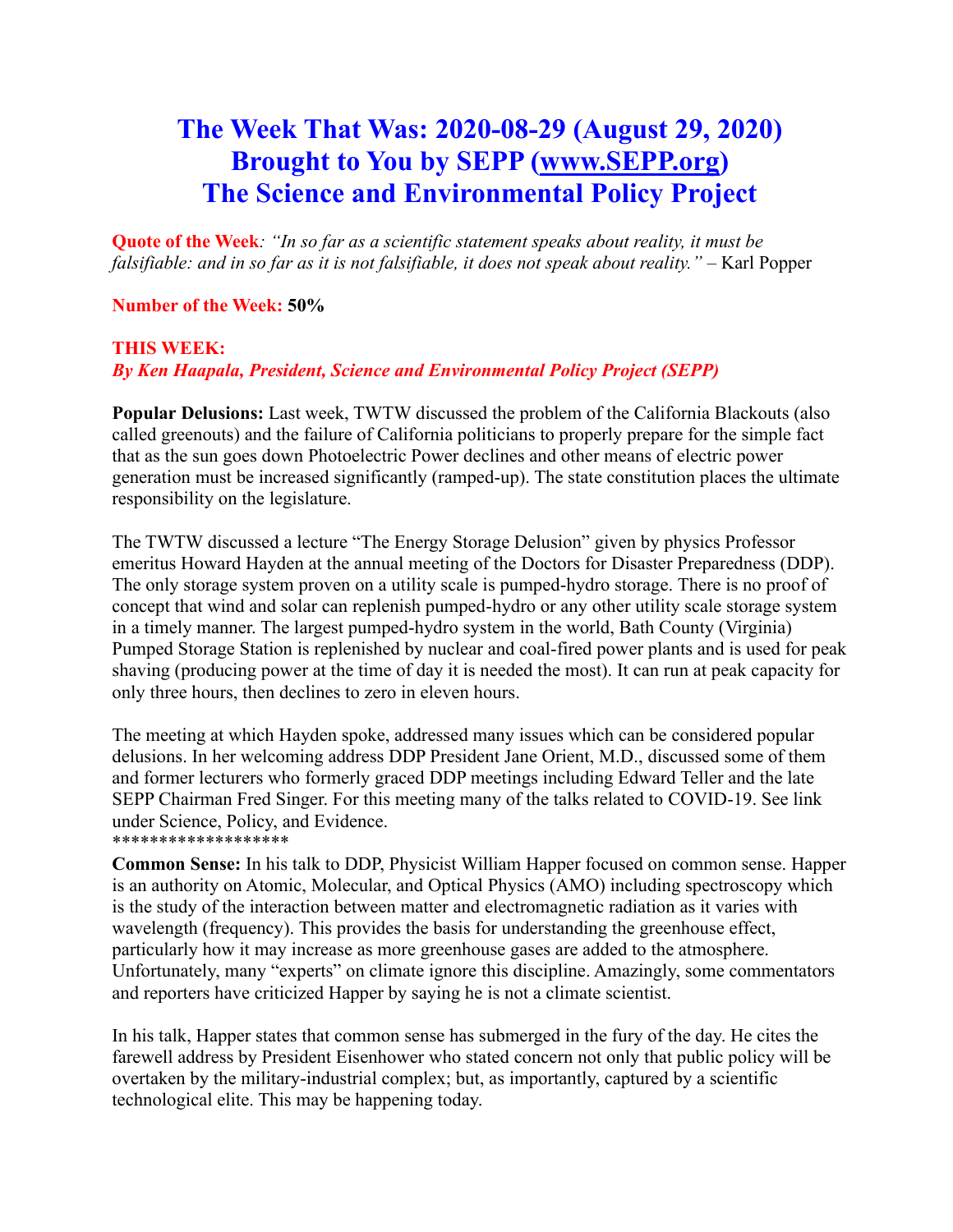# The Week That Was: 2020-08-29 (August 29, 2020)
# Brought to You by SEPP (www.SEPP.org)
# The Science and Environmental Policy Project

**Quote of the Week**: *"In so far as a scientific statement speaks about reality, it must be falsifiable: and in so far as it is not falsifiable, it does not speak about reality."* – Karl Popper

**Number of the Week: 50%**

**THIS WEEK:**
***By Ken Haapala, President, Science and Environmental Policy Project (SEPP)***

**Popular Delusions:** Last week, TWTW discussed the problem of the California Blackouts (also called greenouts) and the failure of California politicians to properly prepare for the simple fact that as the sun goes down Photoelectric Power declines and other means of electric power generation must be increased significantly (ramped-up). The state constitution places the ultimate responsibility on the legislature.

The TWTW discussed a lecture "The Energy Storage Delusion" given by physics Professor emeritus Howard Hayden at the annual meeting of the Doctors for Disaster Preparedness (DDP). The only storage system proven on a utility scale is pumped-hydro storage. There is no proof of concept that wind and solar can replenish pumped-hydro or any other utility scale storage system in a timely manner. The largest pumped-hydro system in the world, Bath County (Virginia) Pumped Storage Station is replenished by nuclear and coal-fired power plants and is used for peak shaving (producing power at the time of day it is needed the most). It can run at peak capacity for only three hours, then declines to zero in eleven hours.

The meeting at which Hayden spoke, addressed many issues which can be considered popular delusions. In her welcoming address DDP President Jane Orient, M.D., discussed some of them and former lecturers who formerly graced DDP meetings including Edward Teller and the late SEPP Chairman Fred Singer. For this meeting many of the talks related to COVID-19. See link under Science, Policy, and Evidence.

*******************

**Common Sense:** In his talk to DDP, Physicist William Happer focused on common sense. Happer is an authority on Atomic, Molecular, and Optical Physics (AMO) including spectroscopy which is the study of the interaction between matter and electromagnetic radiation as it varies with wavelength (frequency). This provides the basis for understanding the greenhouse effect, particularly how it may increase as more greenhouse gases are added to the atmosphere. Unfortunately, many "experts" on climate ignore this discipline. Amazingly, some commentators and reporters have criticized Happer by saying he is not a climate scientist.

In his talk, Happer states that common sense has submerged in the fury of the day. He cites the farewell address by President Eisenhower who stated concern not only that public policy will be overtaken by the military-industrial complex; but, as importantly, captured by a scientific technological elite. This may be happening today.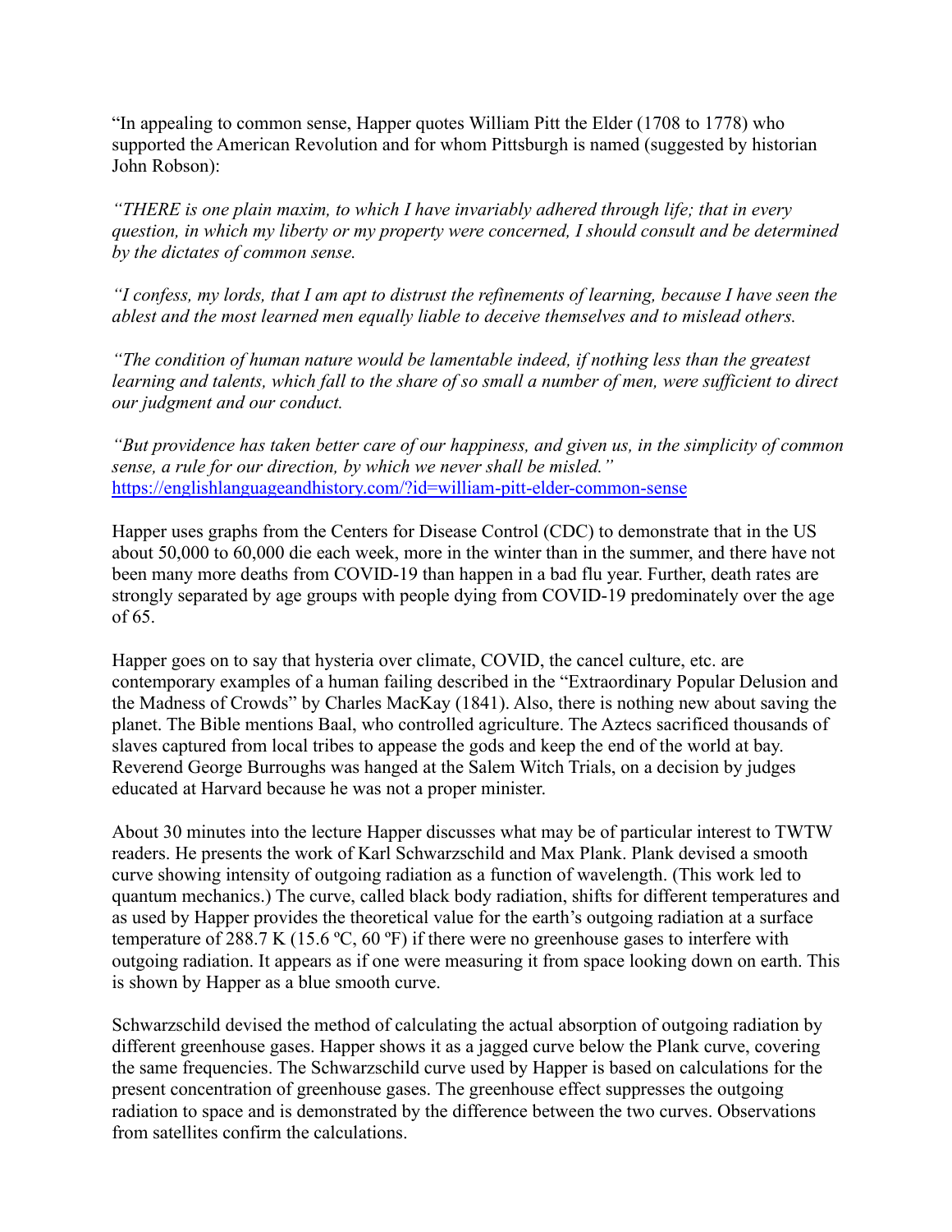"In appealing to common sense, Happer quotes William Pitt the Elder (1708 to 1778) who supported the American Revolution and for whom Pittsburgh is named (suggested by historian John Robson):

*"THERE is one plain maxim, to which I have invariably adhered through life; that in every question, in which my liberty or my property were concerned, I should consult and be determined by the dictates of common sense.*

*"I confess, my lords, that I am apt to distrust the refinements of learning, because I have seen the ablest and the most learned men equally liable to deceive themselves and to mislead others.*

*"The condition of human nature would be lamentable indeed, if nothing less than the greatest learning and talents, which fall to the share of so small a number of men, were sufficient to direct our judgment and our conduct.*

*"But providence has taken better care of our happiness, and given us, in the simplicity of common sense, a rule for our direction, by which we never shall be misled."*
https://englishlanguageandhistory.com/?id=william-pitt-elder-common-sense

Happer uses graphs from the Centers for Disease Control (CDC) to demonstrate that in the US about 50,000 to 60,000 die each week, more in the winter than in the summer, and there have not been many more deaths from COVID-19 than happen in a bad flu year. Further, death rates are strongly separated by age groups with people dying from COVID-19 predominately over the age of 65.

Happer goes on to say that hysteria over climate, COVID, the cancel culture, etc. are contemporary examples of a human failing described in the "Extraordinary Popular Delusion and the Madness of Crowds" by Charles MacKay (1841). Also, there is nothing new about saving the planet. The Bible mentions Baal, who controlled agriculture. The Aztecs sacrificed thousands of slaves captured from local tribes to appease the gods and keep the end of the world at bay. Reverend George Burroughs was hanged at the Salem Witch Trials, on a decision by judges educated at Harvard because he was not a proper minister.

About 30 minutes into the lecture Happer discusses what may be of particular interest to TWTW readers. He presents the work of Karl Schwarzschild and Max Plank. Plank devised a smooth curve showing intensity of outgoing radiation as a function of wavelength. (This work led to quantum mechanics.) The curve, called black body radiation, shifts for different temperatures and as used by Happer provides the theoretical value for the earth's outgoing radiation at a surface temperature of 288.7 K (15.6 ºC, 60 ºF) if there were no greenhouse gases to interfere with outgoing radiation. It appears as if one were measuring it from space looking down on earth. This is shown by Happer as a blue smooth curve.

Schwarzschild devised the method of calculating the actual absorption of outgoing radiation by different greenhouse gases. Happer shows it as a jagged curve below the Plank curve, covering the same frequencies. The Schwarzschild curve used by Happer is based on calculations for the present concentration of greenhouse gases. The greenhouse effect suppresses the outgoing radiation to space and is demonstrated by the difference between the two curves. Observations from satellites confirm the calculations.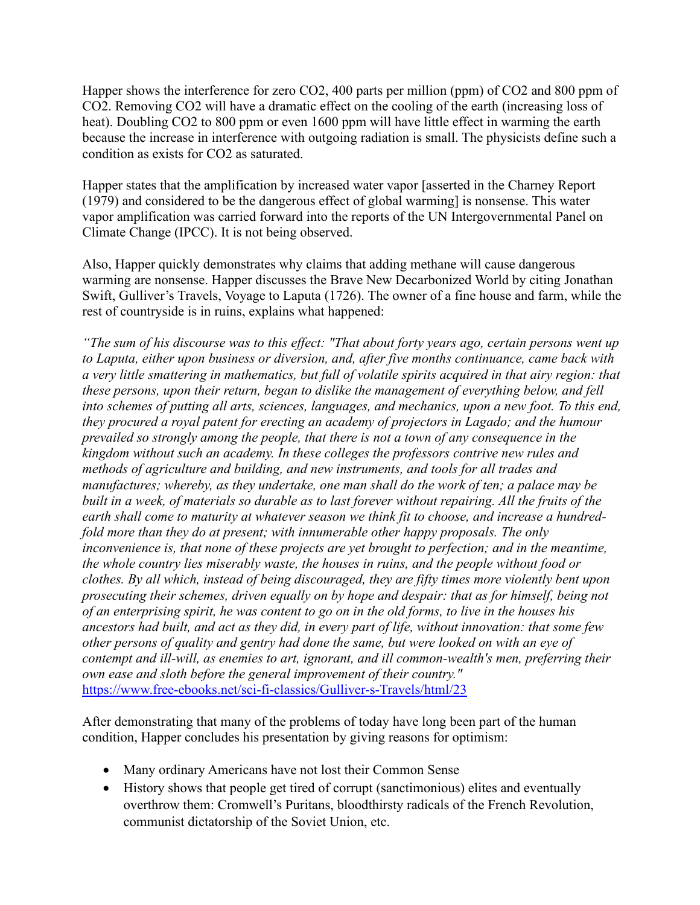Happer shows the interference for zero $CO_2$, 400 parts per million (ppm) of $CO_2$ and 800 ppm of $CO_2$. Removing $CO_2$ will have a dramatic effect on the cooling of the earth (increasing loss of heat). Doubling $CO_2$ to 800 ppm or even 1600 ppm will have little effect in warming the earth because the increase in interference with outgoing radiation is small. The physicists define such a condition as exists for $CO_2$ as saturated.

Happer states that the amplification by increased water vapor [asserted in the Charney Report (1979) and considered to be the dangerous effect of global warming] is nonsense. This water vapor amplification was carried forward into the reports of the UN Intergovernmental Panel on Climate Change (IPCC). It is not being observed.

Also, Happer quickly demonstrates why claims that adding methane will cause dangerous warming are nonsense. Happer discusses the Brave New Decarbonized World by citing Jonathan Swift, Gulliver's Travels, Voyage to Laputa (1726). The owner of a fine house and farm, while the rest of countryside is in ruins, explains what happened:

*"The sum of his discourse was to this effect: "That about forty years ago, certain persons went up to Laputa, either upon business or diversion, and, after five months continuance, came back with a very little smattering in mathematics, but full of volatile spirits acquired in that airy region: that these persons, upon their return, began to dislike the management of everything below, and fell into schemes of putting all arts, sciences, languages, and mechanics, upon a new foot. To this end, they procured a royal patent for erecting an academy of projectors in Lagado; and the humour prevailed so strongly among the people, that there is not a town of any consequence in the kingdom without such an academy. In these colleges the professors contrive new rules and methods of agriculture and building, and new instruments, and tools for all trades and manufactures; whereby, as they undertake, one man shall do the work of ten; a palace may be built in a week, of materials so durable as to last forever without repairing. All the fruits of the earth shall come to maturity at whatever season we think fit to choose, and increase a hundred-fold more than they do at present; with innumerable other happy proposals. The only inconvenience is, that none of these projects are yet brought to perfection; and in the meantime, the whole country lies miserably waste, the houses in ruins, and the people without food or clothes. By all which, instead of being discouraged, they are fifty times more violently bent upon prosecuting their schemes, driven equally on by hope and despair: that as for himself, being not of an enterprising spirit, he was content to go on in the old forms, to live in the houses his ancestors had built, and act as they did, in every part of life, without innovation: that some few other persons of quality and gentry had done the same, but were looked on with an eye of contempt and ill-will, as enemies to art, ignorant, and ill common-wealth's men, preferring their own ease and sloth before the general improvement of their country."*
https://www.free-ebooks.net/sci-fi-classics/Gulliver-s-Travels/html/23

After demonstrating that many of the problems of today have long been part of the human condition, Happer concludes his presentation by giving reasons for optimism:

- Many ordinary Americans have not lost their Common Sense
- History shows that people get tired of corrupt (sanctimonious) elites and eventually overthrow them: Cromwell's Puritans, bloodthirsty radicals of the French Revolution, communist dictatorship of the Soviet Union, etc.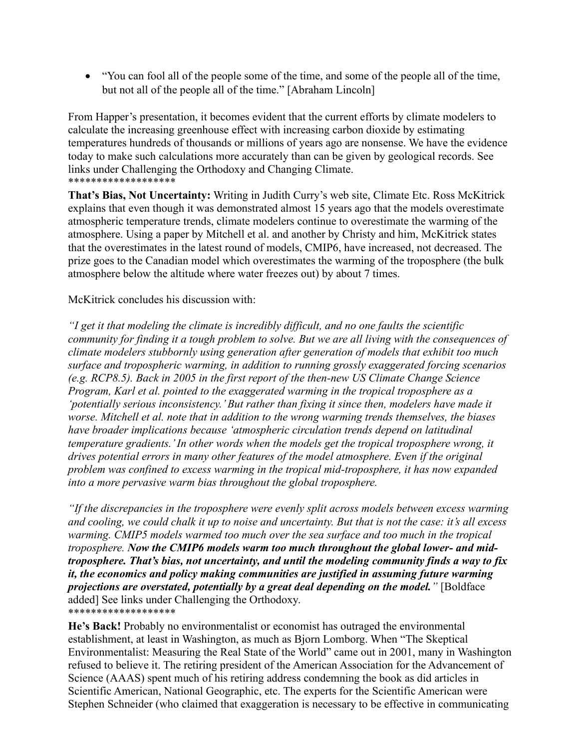- “You can fool all of the people some of the time, and some of the people all of the time, but not all of the people all of the time.” [Abraham Lincoln]

From Happer’s presentation, it becomes evident that the current efforts by climate modelers to calculate the increasing greenhouse effect with increasing carbon dioxide by estimating temperatures hundreds of thousands or millions of years ago are nonsense. We have the evidence today to make such calculations more accurately than can be given by geological records. See links under Challenging the Orthodoxy and Changing Climate.
******************

**That’s Bias, Not Uncertainty:** Writing in Judith Curry’s web site, Climate Etc. Ross McKitrick explains that even though it was demonstrated almost 15 years ago that the models overestimate atmospheric temperature trends, climate modelers continue to overestimate the warming of the atmosphere. Using a paper by Mitchell et al. and another by Christy and him, McKitrick states that the overestimates in the latest round of models, CMIP6, have increased, not decreased. The prize goes to the Canadian model which overestimates the warming of the troposphere (the bulk atmosphere below the altitude where water freezes out) by about 7 times.

McKitrick concludes his discussion with:

*“I get it that modeling the climate is incredibly difficult, and no one faults the scientific community for finding it a tough problem to solve. But we are all living with the consequences of climate modelers stubbornly using generation after generation of models that exhibit too much surface and tropospheric warming, in addition to running grossly exaggerated forcing scenarios (e.g. RCP8.5). Back in 2005 in the first report of the then-new US Climate Change Science Program, Karl et al. pointed to the exaggerated warming in the tropical troposphere as a ‘potentially serious inconsistency.’ But rather than fixing it since then, modelers have made it worse. Mitchell et al. note that in addition to the wrong warming trends themselves, the biases have broader implications because ‘atmospheric circulation trends depend on latitudinal temperature gradients.’ In other words when the models get the tropical troposphere wrong, it drives potential errors in many other features of the model atmosphere. Even if the original problem was confined to excess warming in the tropical mid-troposphere, it has now expanded into a more pervasive warm bias throughout the global troposphere.*

*“If the discrepancies in the troposphere were evenly split across models between excess warming and cooling, we could chalk it up to noise and uncertainty. But that is not the case: it’s all excess warming. CMIP5 models warmed too much over the sea surface and too much in the tropical troposphere.* ***Now the CMIP6 models warm too much throughout the global lower- and mid-troposphere. That’s bias, not uncertainty, and until the modeling community finds a way to fix it, the economics and policy making communities are justified in assuming future warming projections are overstated, potentially by a great deal depending on the model.****”* [Boldface added] See links under Challenging the Orthodoxy.
******************

**He’s Back!** Probably no environmentalist or economist has outraged the environmental establishment, at least in Washington, as much as Bjorn Lomborg. When “The Skeptical Environmentalist: Measuring the Real State of the World” came out in 2001, many in Washington refused to believe it. The retiring president of the American Association for the Advancement of Science (AAAS) spent much of his retiring address condemning the book as did articles in Scientific American, National Geographic, etc. The experts for the Scientific American were Stephen Schneider (who claimed that exaggeration is necessary to be effective in communicating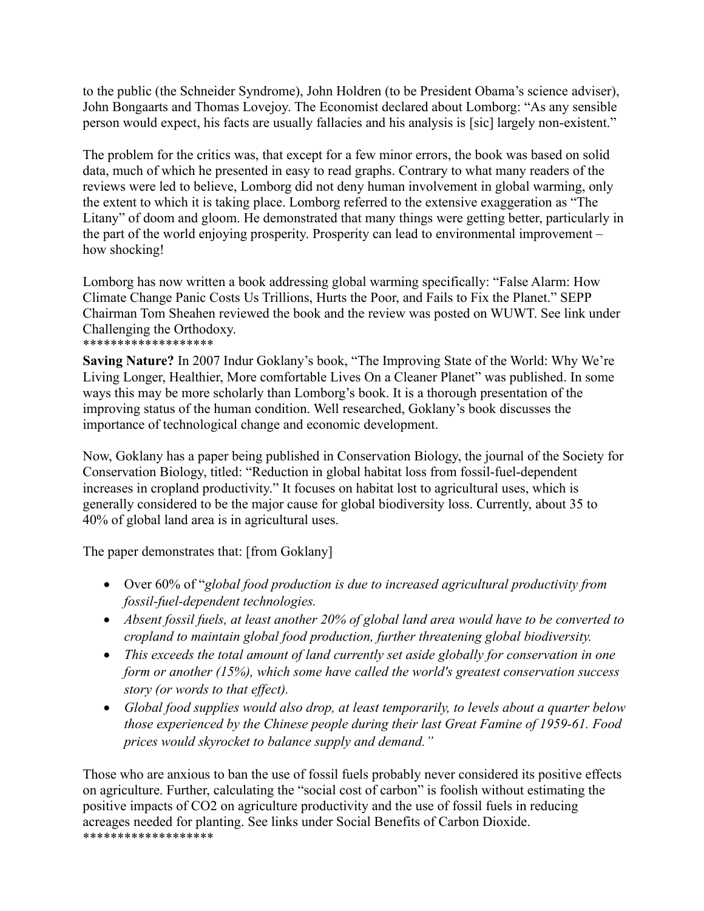to the public (the Schneider Syndrome), John Holdren (to be President Obama's science adviser), John Bongaarts and Thomas Lovejoy. The Economist declared about Lomborg: "As any sensible person would expect, his facts are usually fallacies and his analysis is [sic] largely non-existent."

The problem for the critics was, that except for a few minor errors, the book was based on solid data, much of which he presented in easy to read graphs. Contrary to what many readers of the reviews were led to believe, Lomborg did not deny human involvement in global warming, only the extent to which it is taking place. Lomborg referred to the extensive exaggeration as "The Litany" of doom and gloom. He demonstrated that many things were getting better, particularly in the part of the world enjoying prosperity. Prosperity can lead to environmental improvement – how shocking!

Lomborg has now written a book addressing global warming specifically: "False Alarm: How Climate Change Panic Costs Us Trillions, Hurts the Poor, and Fails to Fix the Planet." SEPP Chairman Tom Sheahen reviewed the book and the review was posted on WUWT. See link under Challenging the Orthodoxy.
*******************

**Saving Nature?** In 2007 Indur Goklany's book, "The Improving State of the World: Why We're Living Longer, Healthier, More comfortable Lives On a Cleaner Planet" was published. In some ways this may be more scholarly than Lomborg's book. It is a thorough presentation of the improving status of the human condition. Well researched, Goklany's book discusses the importance of technological change and economic development.

Now, Goklany has a paper being published in Conservation Biology, the journal of the Society for Conservation Biology, titled: "Reduction in global habitat loss from fossil-fuel-dependent increases in cropland productivity." It focuses on habitat lost to agricultural uses, which is generally considered to be the major cause for global biodiversity loss. Currently, about 35 to 40% of global land area is in agricultural uses.

The paper demonstrates that: [from Goklany]

- Over 60% of "*global food production is due to increased agricultural productivity from fossil-fuel-dependent technologies.*
- *Absent fossil fuels, at least another 20% of global land area would have to be converted to cropland to maintain global food production, further threatening global biodiversity.*
- *This exceeds the total amount of land currently set aside globally for conservation in one form or another (15%), which some have called the world's greatest conservation success story (or words to that effect).*
- *Global food supplies would also drop, at least temporarily, to levels about a quarter below those experienced by the Chinese people during their last Great Famine of 1959-61. Food prices would skyrocket to balance supply and demand."*

Those who are anxious to ban the use of fossil fuels probably never considered its positive effects on agriculture. Further, calculating the "social cost of carbon" is foolish without estimating the positive impacts of $CO_2$ on agriculture productivity and the use of fossil fuels in reducing acreages needed for planting. See links under Social Benefits of Carbon Dioxide.
*******************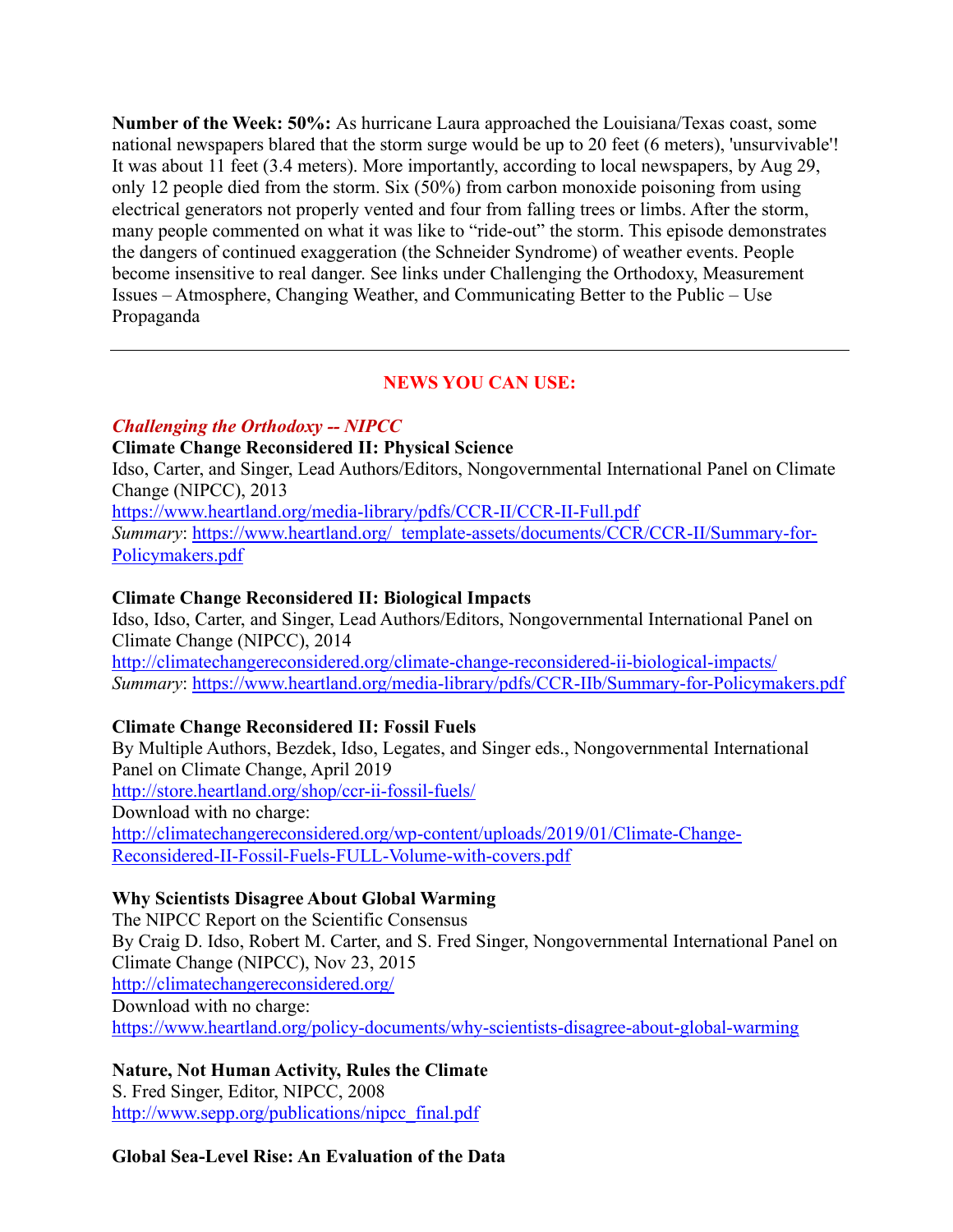**Number of the Week: 50%:** As hurricane Laura approached the Louisiana/Texas coast, some national newspapers blared that the storm surge would be up to 20 feet (6 meters), 'unsurvivable'! It was about 11 feet (3.4 meters). More importantly, according to local newspapers, by Aug 29, only 12 people died from the storm. Six (50%) from carbon monoxide poisoning from using electrical generators not properly vented and four from falling trees or limbs. After the storm, many people commented on what it was like to "ride-out" the storm. This episode demonstrates the dangers of continued exaggeration (the Schneider Syndrome) of weather events. People become insensitive to real danger. See links under Challenging the Orthodoxy, Measurement Issues – Atmosphere, Changing Weather, and Communicating Better to the Public – Use Propaganda

---

## NEWS YOU CAN USE:

### *Challenging the Orthodoxy -- NIPCC*

**Climate Change Reconsidered II: Physical Science**
Idso, Carter, and Singer, Lead Authors/Editors, Nongovernmental International Panel on Climate Change (NIPCC), 2013
https://www.heartland.org/media-library/pdfs/CCR-II/CCR-II-Full.pdf
*Summary*: https://www.heartland.org/_template-assets/documents/CCR/CCR-II/Summary-for-Policymakers.pdf

**Climate Change Reconsidered II: Biological Impacts**
Idso, Idso, Carter, and Singer, Lead Authors/Editors, Nongovernmental International Panel on Climate Change (NIPCC), 2014
http://climatechangereconsidered.org/climate-change-reconsidered-ii-biological-impacts/
*Summary*: https://www.heartland.org/media-library/pdfs/CCR-IIb/Summary-for-Policymakers.pdf

**Climate Change Reconsidered II: Fossil Fuels**
By Multiple Authors, Bezdek, Idso, Legates, and Singer eds., Nongovernmental International Panel on Climate Change, April 2019
http://store.heartland.org/shop/ccr-ii-fossil-fuels/
Download with no charge:
http://climatechangereconsidered.org/wp-content/uploads/2019/01/Climate-Change-Reconsidered-II-Fossil-Fuels-FULL-Volume-with-covers.pdf

**Why Scientists Disagree About Global Warming**
The NIPCC Report on the Scientific Consensus
By Craig D. Idso, Robert M. Carter, and S. Fred Singer, Nongovernmental International Panel on Climate Change (NIPCC), Nov 23, 2015
http://climatechangereconsidered.org/
Download with no charge:
https://www.heartland.org/policy-documents/why-scientists-disagree-about-global-warming

**Nature, Not Human Activity, Rules the Climate**
S. Fred Singer, Editor, NIPCC, 2008
http://www.sepp.org/publications/nipcc_final.pdf

**Global Sea-Level Rise: An Evaluation of the Data**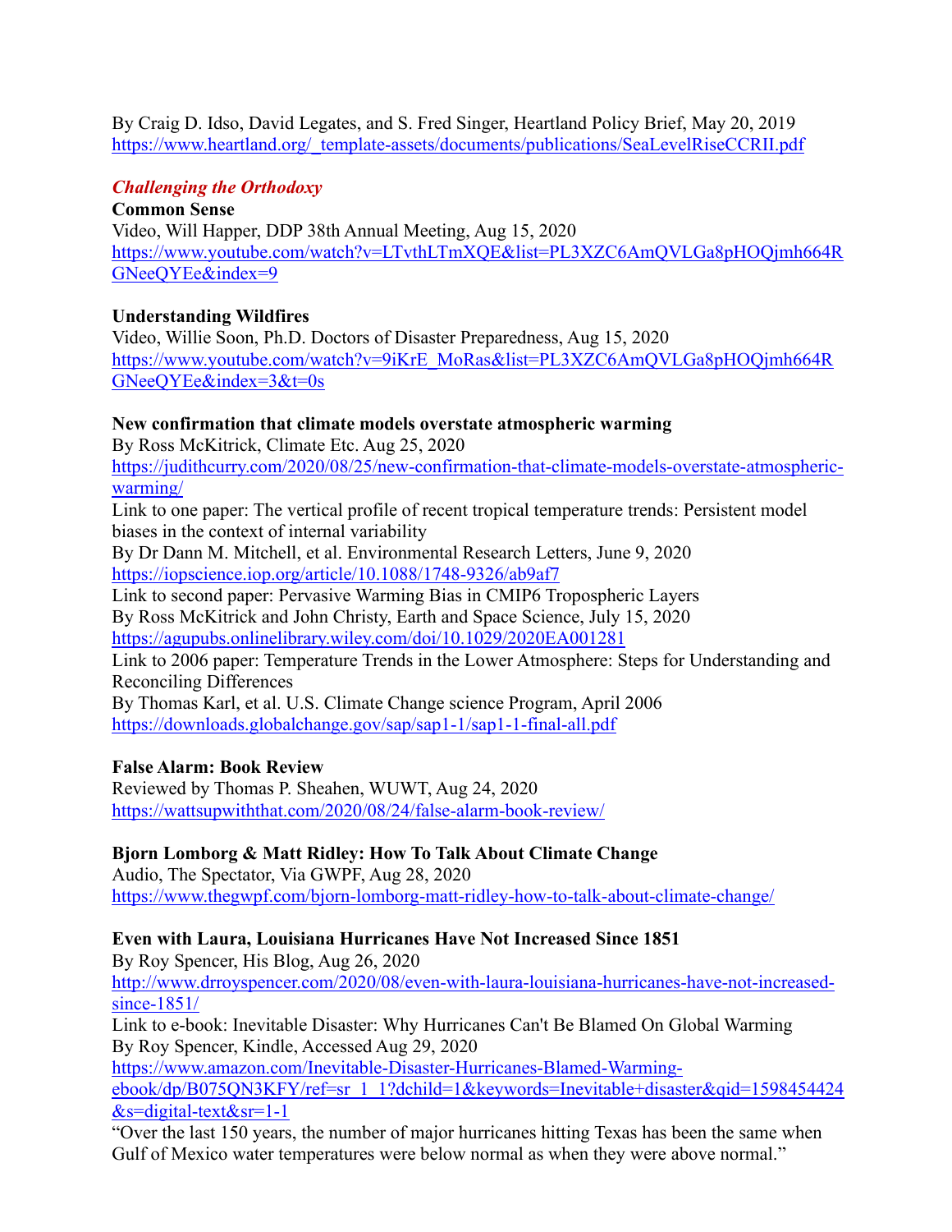By Craig D. Idso, David Legates, and S. Fred Singer, Heartland Policy Brief, May 20, 2019
https://www.heartland.org/_template-assets/documents/publications/SeaLevelRiseCCRII.pdf

### *Challenging the Orthodoxy*

**Common Sense**
Video, Will Happer, DDP 38th Annual Meeting, Aug 15, 2020
https://www.youtube.com/watch?v=LTvthLTmXQE&list=PL3XZC6AmQVLGa8pHOQjmh664RGNeeQYEe&index=9

**Understanding Wildfires**
Video, Willie Soon, Ph.D. Doctors of Disaster Preparedness, Aug 15, 2020
https://www.youtube.com/watch?v=9iKrE_MoRas&list=PL3XZC6AmQVLGa8pHOQjmh664RGNeeQYEe&index=3&t=0s

**New confirmation that climate models overstate atmospheric warming**
By Ross McKitrick, Climate Etc. Aug 25, 2020
https://judithcurry.com/2020/08/25/new-confirmation-that-climate-models-overstate-atmospheric-warming/
Link to one paper: The vertical profile of recent tropical temperature trends: Persistent model biases in the context of internal variability
By Dr Dann M. Mitchell, et al. Environmental Research Letters, June 9, 2020
https://iopscience.iop.org/article/10.1088/1748-9326/ab9af7
Link to second paper: Pervasive Warming Bias in CMIP6 Tropospheric Layers
By Ross McKitrick and John Christy, Earth and Space Science, July 15, 2020
https://agupubs.onlinelibrary.wiley.com/doi/10.1029/2020EA001281
Link to 2006 paper: Temperature Trends in the Lower Atmosphere: Steps for Understanding and Reconciling Differences
By Thomas Karl, et al. U.S. Climate Change science Program, April 2006
https://downloads.globalchange.gov/sap/sap1-1/sap1-1-final-all.pdf

**False Alarm: Book Review**
Reviewed by Thomas P. Sheahen, WUWT, Aug 24, 2020
https://wattsupwiththat.com/2020/08/24/false-alarm-book-review/

**Bjorn Lomborg & Matt Ridley: How To Talk About Climate Change**
Audio, The Spectator, Via GWPF, Aug 28, 2020
https://www.thegwpf.com/bjorn-lomborg-matt-ridley-how-to-talk-about-climate-change/

**Even with Laura, Louisiana Hurricanes Have Not Increased Since 1851**
By Roy Spencer, His Blog, Aug 26, 2020
http://www.drroyspencer.com/2020/08/even-with-laura-louisiana-hurricanes-have-not-increased-since-1851/
Link to e-book: Inevitable Disaster: Why Hurricanes Can't Be Blamed On Global Warming
By Roy Spencer, Kindle, Accessed Aug 29, 2020
https://www.amazon.com/Inevitable-Disaster-Hurricanes-Blamed-Warming-ebook/dp/B075QN3KFY/ref=sr_1_1?dchild=1&keywords=Inevitable+disaster&qid=1598454424&s=digital-text&sr=1-1
"Over the last 150 years, the number of major hurricanes hitting Texas has been the same when Gulf of Mexico water temperatures were below normal as when they were above normal."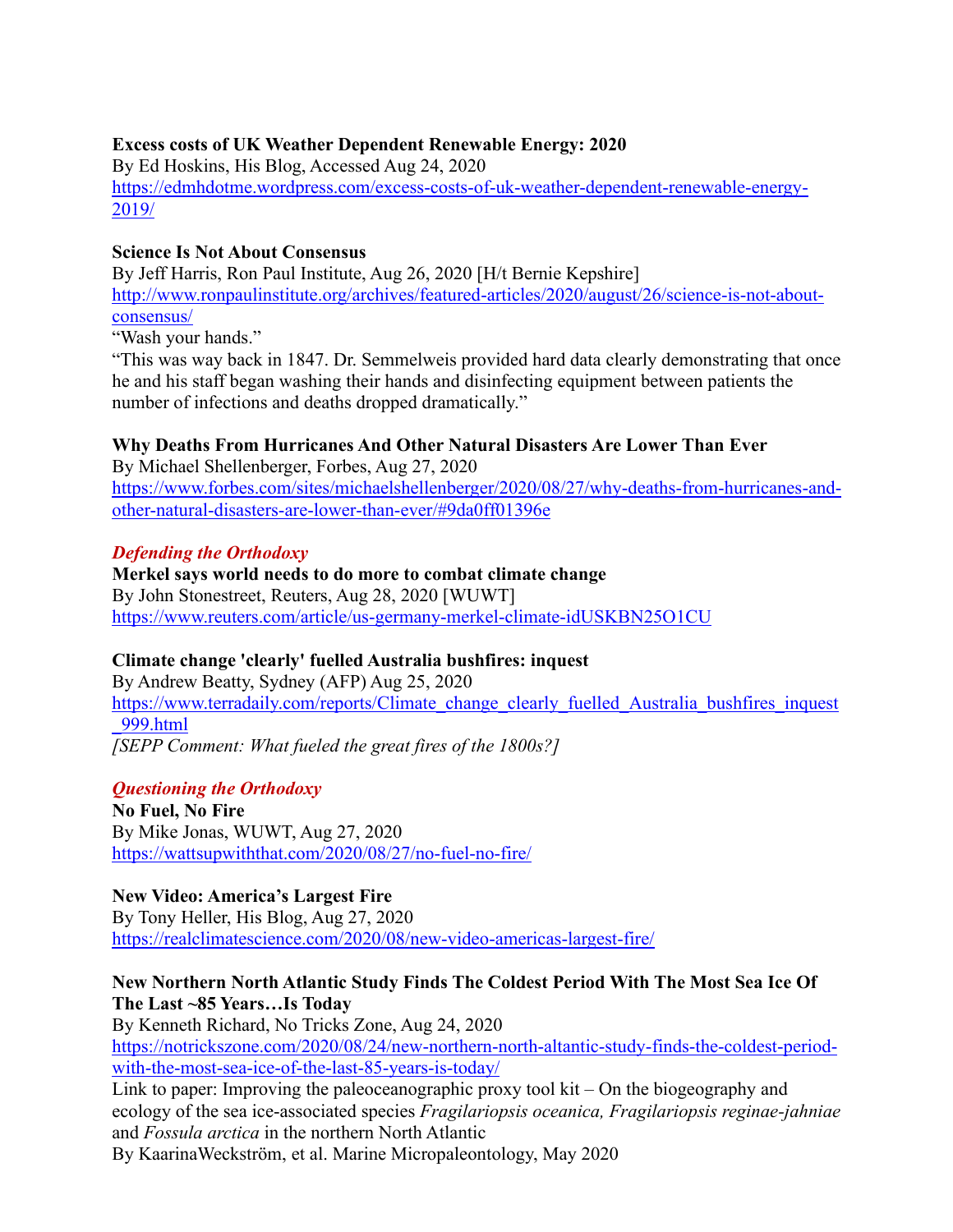**Excess costs of UK Weather Dependent Renewable Energy: 2020**
By Ed Hoskins, His Blog, Accessed Aug 24, 2020
https://edmhdotme.wordpress.com/excess-costs-of-uk-weather-dependent-renewable-energy-2019/

**Science Is Not About Consensus**
By Jeff Harris, Ron Paul Institute, Aug 26, 2020 [H/t Bernie Kepshire]
http://www.ronpaulinstitute.org/archives/featured-articles/2020/august/26/science-is-not-about-consensus/
"Wash your hands."
"This was way back in 1847. Dr. Semmelweis provided hard data clearly demonstrating that once he and his staff began washing their hands and disinfecting equipment between patients the number of infections and deaths dropped dramatically."

**Why Deaths From Hurricanes And Other Natural Disasters Are Lower Than Ever**
By Michael Shellenberger, Forbes, Aug 27, 2020
https://www.forbes.com/sites/michaelshellenberger/2020/08/27/why-deaths-from-hurricanes-and-other-natural-disasters-are-lower-than-ever/#9da0ff01396e

### *Defending the Orthodoxy*

**Merkel says world needs to do more to combat climate change**
By John Stonestreet, Reuters, Aug 28, 2020 [WUWT]
https://www.reuters.com/article/us-germany-merkel-climate-idUSKBN25O1CU

**Climate change 'clearly' fuelled Australia bushfires: inquest**
By Andrew Beatty, Sydney (AFP) Aug 25, 2020
https://www.terradaily.com/reports/Climate_change_clearly_fuelled_Australia_bushfires_inquest_999.html
*[SEPP Comment: What fueled the great fires of the 1800s?]*

### *Questioning the Orthodoxy*

**No Fuel, No Fire**
By Mike Jonas, WUWT, Aug 27, 2020
https://wattsupwiththat.com/2020/08/27/no-fuel-no-fire/

**New Video: America's Largest Fire**
By Tony Heller, His Blog, Aug 27, 2020
https://realclimatescience.com/2020/08/new-video-americas-largest-fire/

**New Northern North Atlantic Study Finds The Coldest Period With The Most Sea Ice Of The Last ~85 Years…Is Today**
By Kenneth Richard, No Tricks Zone, Aug 24, 2020
https://notrickszone.com/2020/08/24/new-northern-north-altantic-study-finds-the-coldest-period-with-the-most-sea-ice-of-the-last-85-years-is-today/
Link to paper: Improving the paleoceanographic proxy tool kit – On the biogeography and ecology of the sea ice-associated species *Fragilariopsis oceanica, Fragilariopsis reginae-jahniae* and *Fossula arctica* in the northern North Atlantic
By KaarinaWeckström, et al. Marine Micropaleontology, May 2020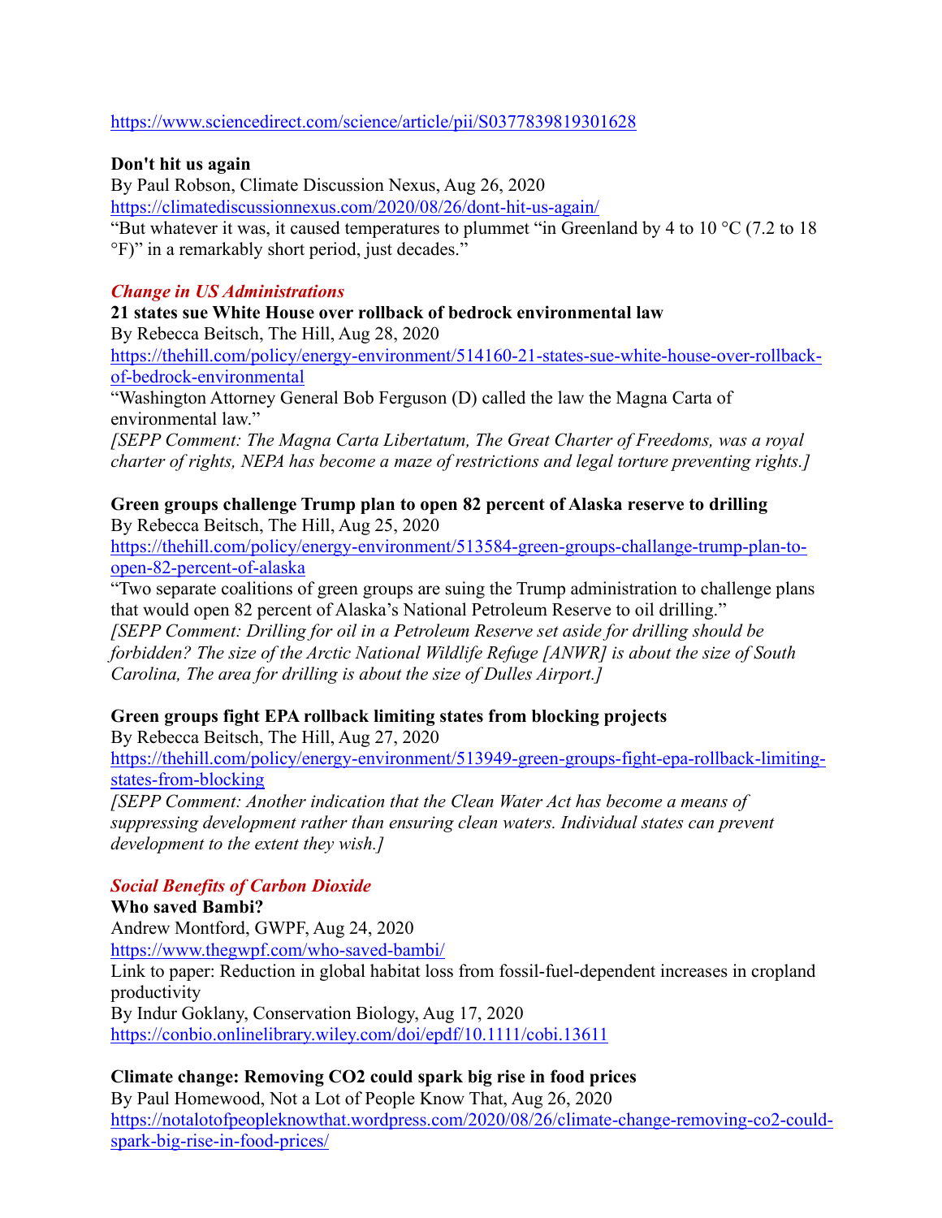https://www.sciencedirect.com/science/article/pii/S0377839819301628

**Don't hit us again**
By Paul Robson, Climate Discussion Nexus, Aug 26, 2020
https://climatediscussionnexus.com/2020/08/26/dont-hit-us-again/
"But whatever it was, it caused temperatures to plummet "in Greenland by 4 to 10 °C (7.2 to 18 °F)" in a remarkably short period, just decades."

### *Change in US Administrations*

**21 states sue White House over rollback of bedrock environmental law**
By Rebecca Beitsch, The Hill, Aug 28, 2020
https://thehill.com/policy/energy-environment/514160-21-states-sue-white-house-over-rollback-of-bedrock-environmental
"Washington Attorney General Bob Ferguson (D) called the law the Magna Carta of environmental law."
*[SEPP Comment: The Magna Carta Libertatum, The Great Charter of Freedoms, was a royal charter of rights, NEPA has become a maze of restrictions and legal torture preventing rights.]*

**Green groups challenge Trump plan to open 82 percent of Alaska reserve to drilling**
By Rebecca Beitsch, The Hill, Aug 25, 2020
https://thehill.com/policy/energy-environment/513584-green-groups-challange-trump-plan-to-open-82-percent-of-alaska
"Two separate coalitions of green groups are suing the Trump administration to challenge plans that would open 82 percent of Alaska's National Petroleum Reserve to oil drilling."
*[SEPP Comment: Drilling for oil in a Petroleum Reserve set aside for drilling should be forbidden? The size of the Arctic National Wildlife Refuge [ANWR] is about the size of South Carolina, The area for drilling is about the size of Dulles Airport.]*

**Green groups fight EPA rollback limiting states from blocking projects**
By Rebecca Beitsch, The Hill, Aug 27, 2020
https://thehill.com/policy/energy-environment/513949-green-groups-fight-epa-rollback-limiting-states-from-blocking
*[SEPP Comment: Another indication that the Clean Water Act has become a means of suppressing development rather than ensuring clean waters. Individual states can prevent development to the extent they wish.]*

### *Social Benefits of Carbon Dioxide*

**Who saved Bambi?**
Andrew Montford, GWPF, Aug 24, 2020
https://www.thegwpf.com/who-saved-bambi/
Link to paper: Reduction in global habitat loss from fossil-fuel-dependent increases in cropland productivity
By Indur Goklany, Conservation Biology, Aug 17, 2020
https://conbio.onlinelibrary.wiley.com/doi/epdf/10.1111/cobi.13611

**Climate change: Removing CO2 could spark big rise in food prices**
By Paul Homewood, Not a Lot of People Know That, Aug 26, 2020
https://notalotofpeopleknowthat.wordpress.com/2020/08/26/climate-change-removing-co2-could-spark-big-rise-in-food-prices/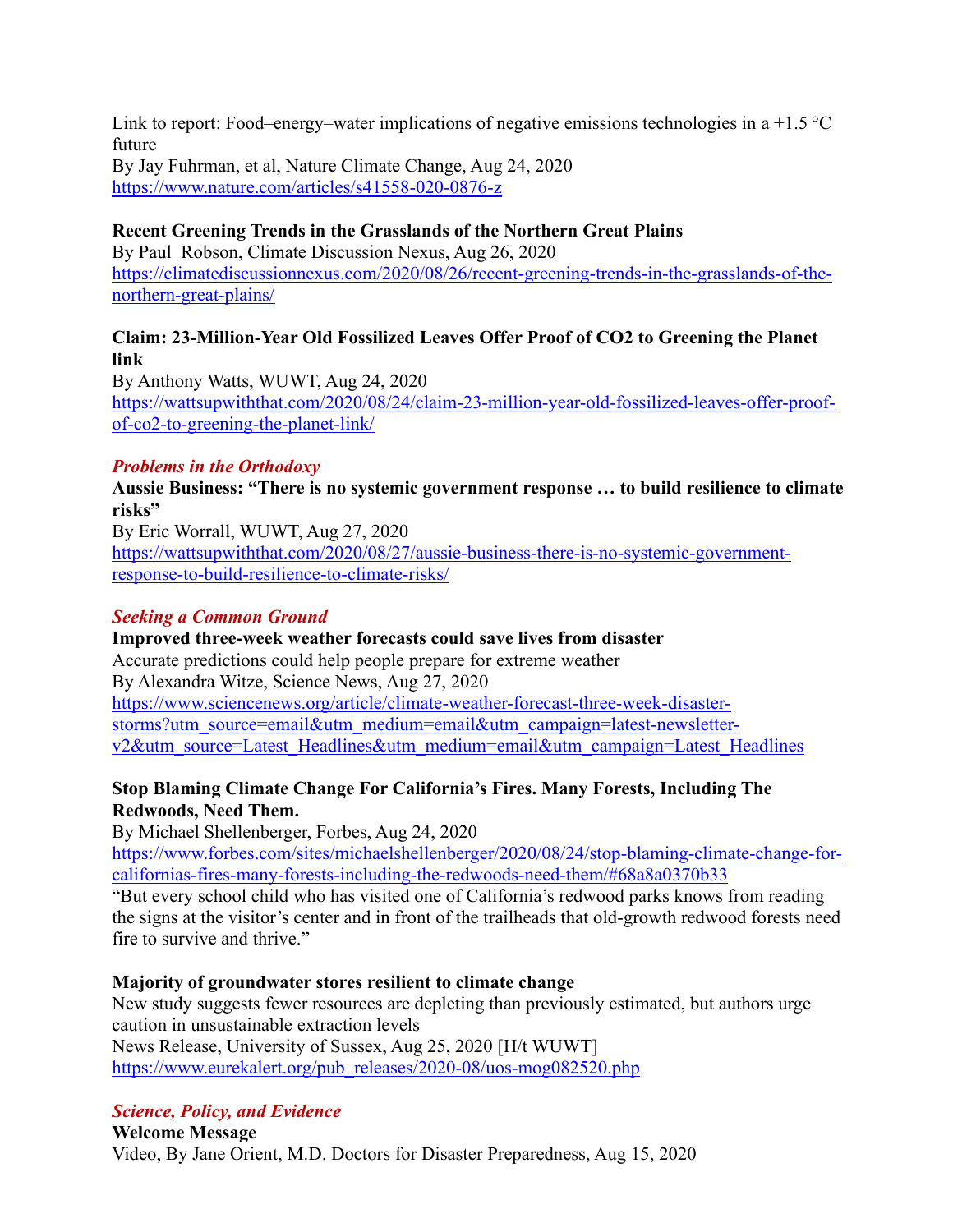Link to report: Food–energy–water implications of negative emissions technologies in a +1.5 °C future
By Jay Fuhrman, et al, Nature Climate Change, Aug 24, 2020
https://www.nature.com/articles/s41558-020-0876-z

**Recent Greening Trends in the Grasslands of the Northern Great Plains**
By Paul Robson, Climate Discussion Nexus, Aug 26, 2020
https://climatediscussionnexus.com/2020/08/26/recent-greening-trends-in-the-grasslands-of-the-northern-great-plains/

**Claim: 23-Million-Year Old Fossilized Leaves Offer Proof of CO2 to Greening the Planet link**
By Anthony Watts, WUWT, Aug 24, 2020
https://wattsupwiththat.com/2020/08/24/claim-23-million-year-old-fossilized-leaves-offer-proof-of-co2-to-greening-the-planet-link/

### *Problems in the Orthodoxy*

**Aussie Business: "There is no systemic government response … to build resilience to climate risks"**
By Eric Worrall, WUWT, Aug 27, 2020
https://wattsupwiththat.com/2020/08/27/aussie-business-there-is-no-systemic-government-response-to-build-resilience-to-climate-risks/

### *Seeking a Common Ground*

**Improved three-week weather forecasts could save lives from disaster**
Accurate predictions could help people prepare for extreme weather
By Alexandra Witze, Science News, Aug 27, 2020
https://www.sciencenews.org/article/climate-weather-forecast-three-week-disaster-storms?utm_source=email&utm_medium=email&utm_campaign=latest-newsletter-v2&utm_source=Latest_Headlines&utm_medium=email&utm_campaign=Latest_Headlines

**Stop Blaming Climate Change For California's Fires. Many Forests, Including The Redwoods, Need Them.**
By Michael Shellenberger, Forbes, Aug 24, 2020
https://www.forbes.com/sites/michaelshellenberger/2020/08/24/stop-blaming-climate-change-for-californias-fires-many-forests-including-the-redwoods-need-them/#68a8a0370b33
"But every school child who has visited one of California's redwood parks knows from reading the signs at the visitor's center and in front of the trailheads that old-growth redwood forests need fire to survive and thrive."

**Majority of groundwater stores resilient to climate change**
New study suggests fewer resources are depleting than previously estimated, but authors urge caution in unsustainable extraction levels
News Release, University of Sussex, Aug 25, 2020 [H/t WUWT]
https://www.eurekalert.org/pub_releases/2020-08/uos-mog082520.php

### *Science, Policy, and Evidence*

**Welcome Message**
Video, By Jane Orient, M.D. Doctors for Disaster Preparedness, Aug 15, 2020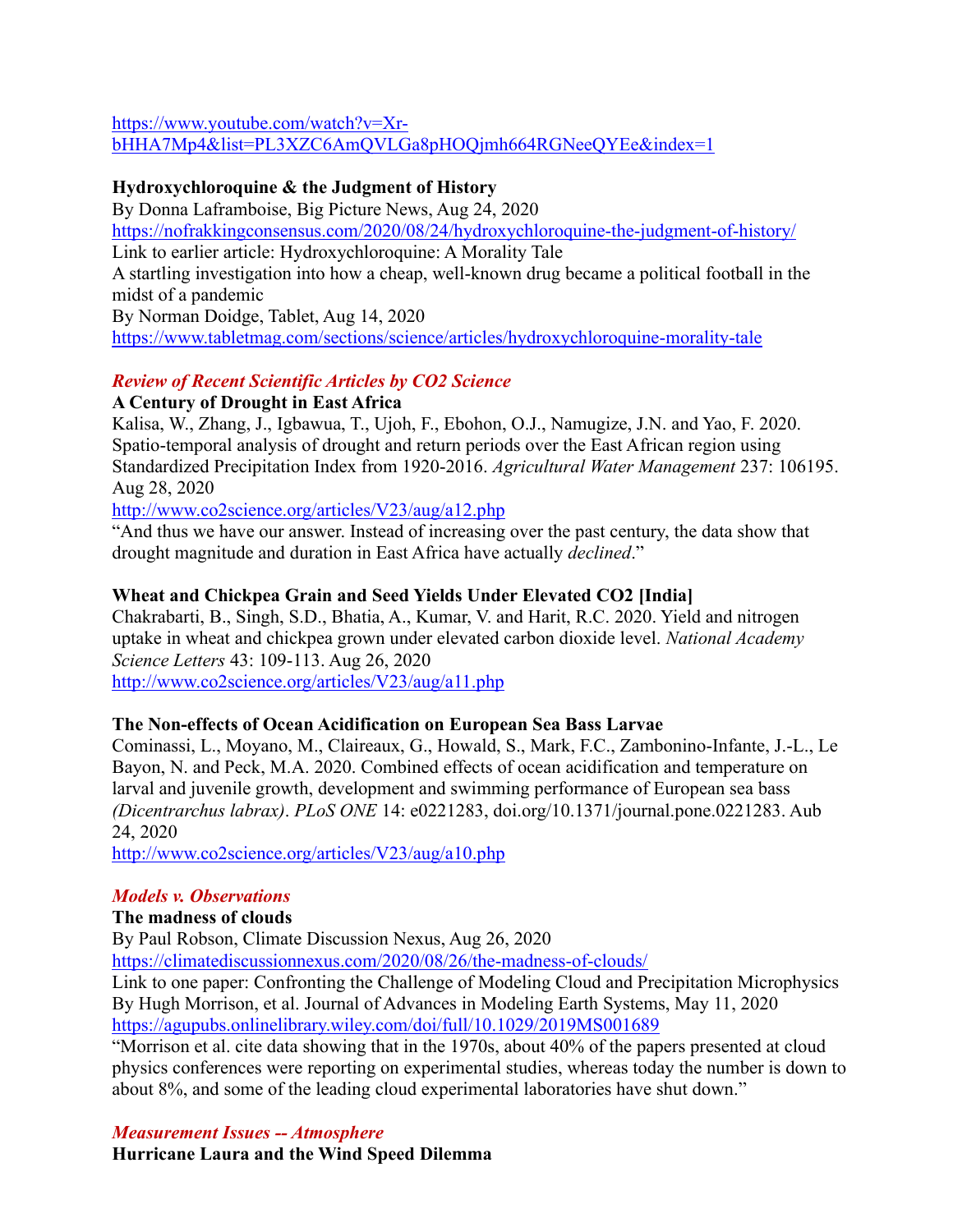https://www.youtube.com/watch?v=Xr-bHHA7Mp4&list=PL3XZC6AmQVLGa8pHOQjmh664RGNeeQYEe&index=1

**Hydroxychloroquine & the Judgment of History**
By Donna Laframboise, Big Picture News, Aug 24, 2020
https://nofrakkingconsensus.com/2020/08/24/hydroxychloroquine-the-judgment-of-history/
Link to earlier article: Hydroxychloroquine: A Morality Tale
A startling investigation into how a cheap, well-known drug became a political football in the midst of a pandemic
By Norman Doidge, Tablet, Aug 14, 2020
https://www.tabletmag.com/sections/science/articles/hydroxychloroquine-morality-tale

***Review of Recent Scientific Articles by CO2 Science***

**A Century of Drought in East Africa**
Kalisa, W., Zhang, J., Igbawua, T., Ujoh, F., Ebohon, O.J., Namugize, J.N. and Yao, F. 2020. Spatio-temporal analysis of drought and return periods over the East African region using Standardized Precipitation Index from 1920-2016. *Agricultural Water Management* 237: 106195. Aug 28, 2020
http://www.co2science.org/articles/V23/aug/a12.php
"And thus we have our answer. Instead of increasing over the past century, the data show that drought magnitude and duration in East Africa have actually *declined*."

**Wheat and Chickpea Grain and Seed Yields Under Elevated CO2 [India]**
Chakrabarti, B., Singh, S.D., Bhatia, A., Kumar, V. and Harit, R.C. 2020. Yield and nitrogen uptake in wheat and chickpea grown under elevated carbon dioxide level. *National Academy Science Letters* 43: 109-113. Aug 26, 2020
http://www.co2science.org/articles/V23/aug/a11.php

**The Non-effects of Ocean Acidification on European Sea Bass Larvae**
Cominassi, L., Moyano, M., Claireaux, G., Howald, S., Mark, F.C., Zambonino-Infante, J.-L., Le Bayon, N. and Peck, M.A. 2020. Combined effects of ocean acidification and temperature on larval and juvenile growth, development and swimming performance of European sea bass *(Dicentrarchus labrax)*. *PLoS ONE* 14: e0221283, doi.org/10.1371/journal.pone.0221283. Aub 24, 2020
http://www.co2science.org/articles/V23/aug/a10.php

***Models v. Observations***

**The madness of clouds**
By Paul Robson, Climate Discussion Nexus, Aug 26, 2020
https://climatediscussionnexus.com/2020/08/26/the-madness-of-clouds/
Link to one paper: Confronting the Challenge of Modeling Cloud and Precipitation Microphysics
By Hugh Morrison, et al. Journal of Advances in Modeling Earth Systems, May 11, 2020
https://agupubs.onlinelibrary.wiley.com/doi/full/10.1029/2019MS001689
"Morrison et al. cite data showing that in the 1970s, about 40% of the papers presented at cloud physics conferences were reporting on experimental studies, whereas today the number is down to about 8%, and some of the leading cloud experimental laboratories have shut down."

***Measurement Issues -- Atmosphere***

**Hurricane Laura and the Wind Speed Dilemma**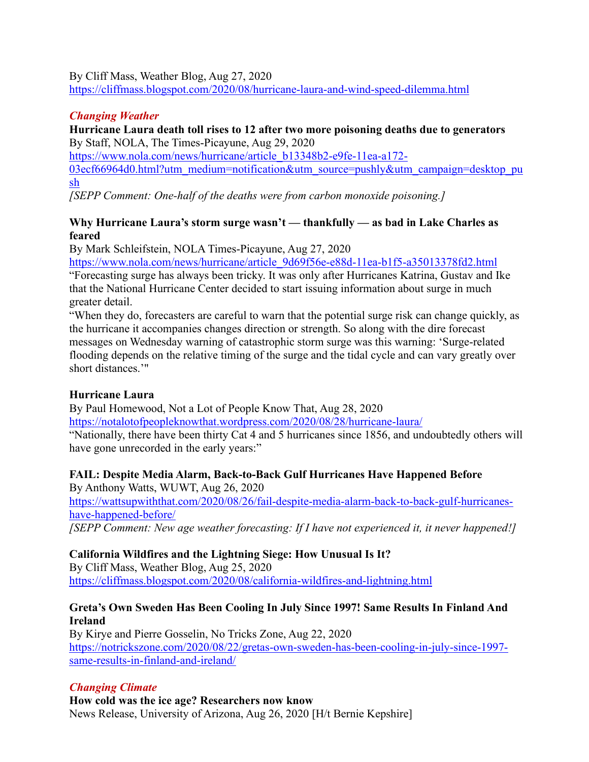By Cliff Mass, Weather Blog, Aug 27, 2020
https://cliffmass.blogspot.com/2020/08/hurricane-laura-and-wind-speed-dilemma.html

### *Changing Weather*

**Hurricane Laura death toll rises to 12 after two more poisoning deaths due to generators**
By Staff, NOLA, The Times-Picayune, Aug 29, 2020
https://www.nola.com/news/hurricane/article_b13348b2-e9fe-11ea-a172-03ecf66964d0.html?utm_medium=notification&utm_source=pushly&utm_campaign=desktop_push
*[SEPP Comment: One-half of the deaths were from carbon monoxide poisoning.]*

**Why Hurricane Laura's storm surge wasn't — thankfully — as bad in Lake Charles as feared**
By Mark Schleifstein, NOLA Times-Picayune, Aug 27, 2020
https://www.nola.com/news/hurricane/article_9d69f56e-e88d-11ea-b1f5-a35013378fd2.html
"Forecasting surge has always been tricky. It was only after Hurricanes Katrina, Gustav and Ike that the National Hurricane Center decided to start issuing information about surge in much greater detail.
"When they do, forecasters are careful to warn that the potential surge risk can change quickly, as the hurricane it accompanies changes direction or strength. So along with the dire forecast messages on Wednesday warning of catastrophic storm surge was this warning: 'Surge-related flooding depends on the relative timing of the surge and the tidal cycle and can vary greatly over short distances.'"

**Hurricane Laura**
By Paul Homewood, Not a Lot of People Know That, Aug 28, 2020
https://notalotofpeopleknowthat.wordpress.com/2020/08/28/hurricane-laura/
"Nationally, there have been thirty Cat 4 and 5 hurricanes since 1856, and undoubtedly others will have gone unrecorded in the early years:"

**FAIL: Despite Media Alarm, Back-to-Back Gulf Hurricanes Have Happened Before**
By Anthony Watts, WUWT, Aug 26, 2020
https://wattsupwiththat.com/2020/08/26/fail-despite-media-alarm-back-to-back-gulf-hurricanes-have-happened-before/
*[SEPP Comment: New age weather forecasting: If I have not experienced it, it never happened!]*

**California Wildfires and the Lightning Siege: How Unusual Is It?**
By Cliff Mass, Weather Blog, Aug 25, 2020
https://cliffmass.blogspot.com/2020/08/california-wildfires-and-lightning.html

**Greta's Own Sweden Has Been Cooling In July Since 1997! Same Results In Finland And Ireland**
By Kirye and Pierre Gosselin, No Tricks Zone, Aug 22, 2020
https://notrickszone.com/2020/08/22/gretas-own-sweden-has-been-cooling-in-july-since-1997-same-results-in-finland-and-ireland/

### *Changing Climate*

**How cold was the ice age? Researchers now know**
News Release, University of Arizona, Aug 26, 2020 [H/t Bernie Kepshire]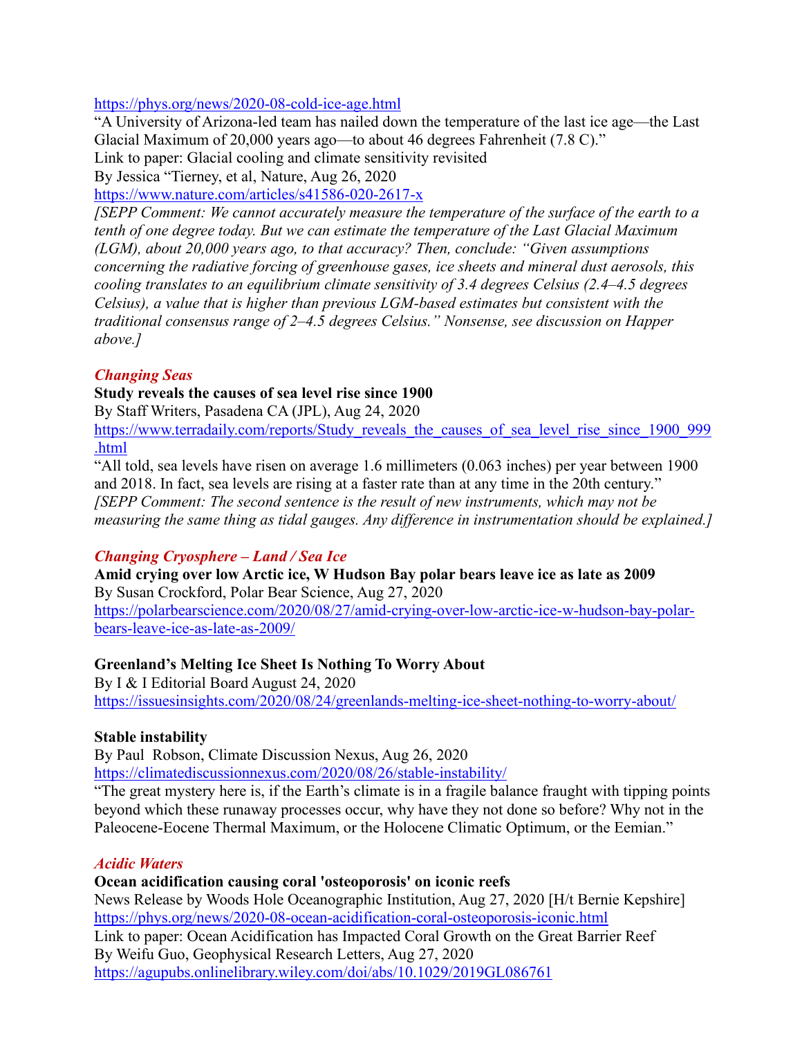https://phys.org/news/2020-08-cold-ice-age.html

"A University of Arizona-led team has nailed down the temperature of the last ice age—the Last Glacial Maximum of 20,000 years ago—to about 46 degrees Fahrenheit (7.8 C)."

Link to paper: Glacial cooling and climate sensitivity revisited

By Jessica "Tierney, et al, Nature, Aug 26, 2020

https://www.nature.com/articles/s41586-020-2617-x

*[SEPP Comment: We cannot accurately measure the temperature of the surface of the earth to a tenth of one degree today. But we can estimate the temperature of the Last Glacial Maximum (LGM), about 20,000 years ago, to that accuracy? Then, conclude: "Given assumptions concerning the radiative forcing of greenhouse gases, ice sheets and mineral dust aerosols, this cooling translates to an equilibrium climate sensitivity of 3.4 degrees Celsius (2.4–4.5 degrees Celsius), a value that is higher than previous LGM-based estimates but consistent with the traditional consensus range of 2–4.5 degrees Celsius." Nonsense, see discussion on Happer above.]*

### *Changing Seas*

**Study reveals the causes of sea level rise since 1900**

By Staff Writers, Pasadena CA (JPL), Aug 24, 2020

https://www.terradaily.com/reports/Study_reveals_the_causes_of_sea_level_rise_since_1900_999.html

"All told, sea levels have risen on average 1.6 millimeters (0.063 inches) per year between 1900 and 2018. In fact, sea levels are rising at a faster rate than at any time in the 20th century."

*[SEPP Comment: The second sentence is the result of new instruments, which may not be measuring the same thing as tidal gauges. Any difference in instrumentation should be explained.]*

### *Changing Cryosphere – Land / Sea Ice*

**Amid crying over low Arctic ice, W Hudson Bay polar bears leave ice as late as 2009**

By Susan Crockford, Polar Bear Science, Aug 27, 2020

https://polarbearscience.com/2020/08/27/amid-crying-over-low-arctic-ice-w-hudson-bay-polar-bears-leave-ice-as-late-as-2009/

**Greenland's Melting Ice Sheet Is Nothing To Worry About**

By I & I Editorial Board August 24, 2020

https://issuesinsights.com/2020/08/24/greenlands-melting-ice-sheet-nothing-to-worry-about/

**Stable instability**

By Paul Robson, Climate Discussion Nexus, Aug 26, 2020

https://climatediscussionnexus.com/2020/08/26/stable-instability/

"The great mystery here is, if the Earth's climate is in a fragile balance fraught with tipping points beyond which these runaway processes occur, why have they not done so before? Why not in the Paleocene-Eocene Thermal Maximum, or the Holocene Climatic Optimum, or the Eemian."

### *Acidic Waters*

**Ocean acidification causing coral 'osteoporosis' on iconic reefs**

News Release by Woods Hole Oceanographic Institution, Aug 27, 2020 [H/t Bernie Kepshire]

https://phys.org/news/2020-08-ocean-acidification-coral-osteoporosis-iconic.html

Link to paper: Ocean Acidification has Impacted Coral Growth on the Great Barrier Reef

By Weifu Guo, Geophysical Research Letters, Aug 27, 2020

https://agupubs.onlinelibrary.wiley.com/doi/abs/10.1029/2019GL086761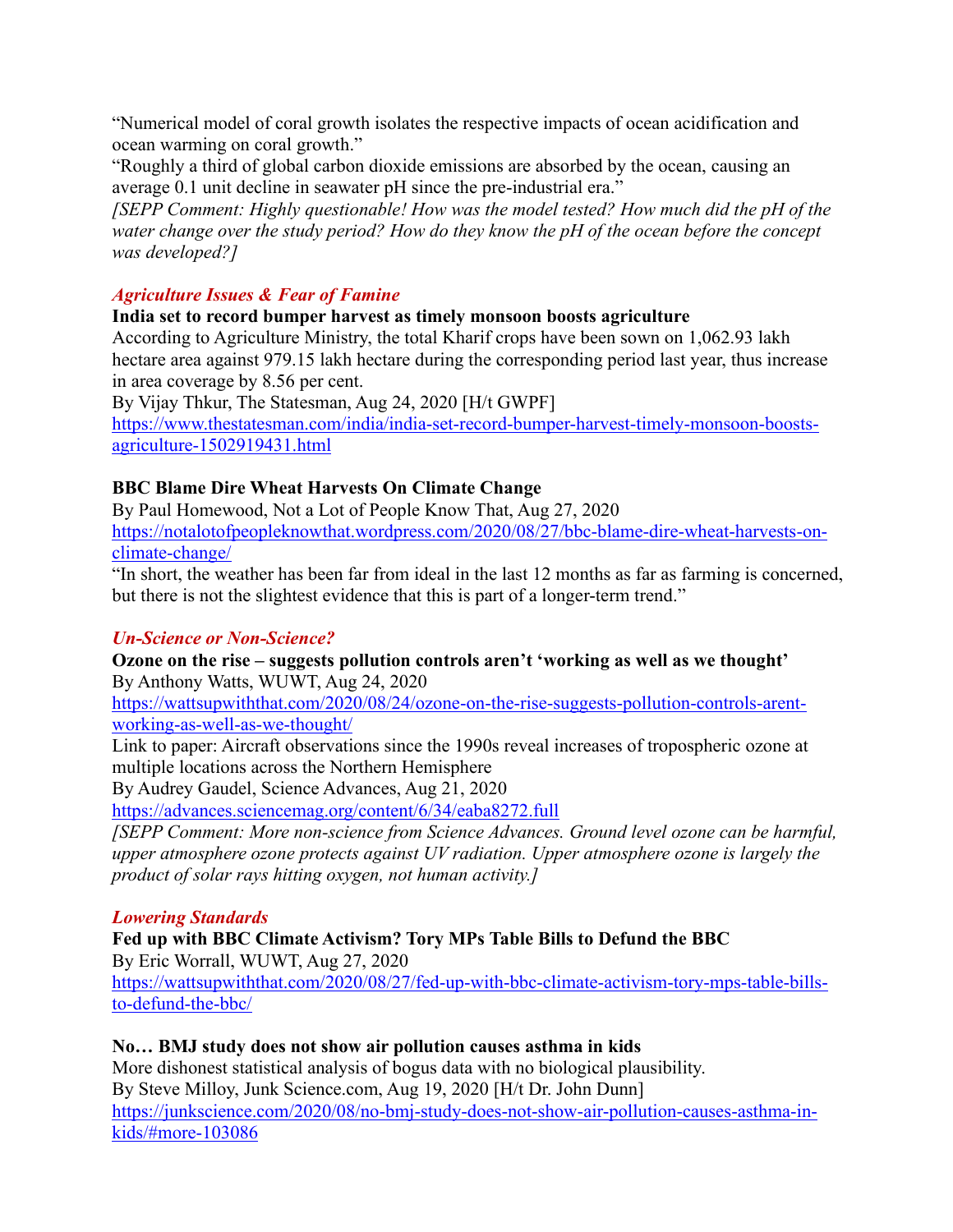"Numerical model of coral growth isolates the respective impacts of ocean acidification and ocean warming on coral growth."

"Roughly a third of global carbon dioxide emissions are absorbed by the ocean, causing an average 0.1 unit decline in seawater pH since the pre-industrial era."

*[SEPP Comment: Highly questionable! How was the model tested? How much did the pH of the water change over the study period? How do they know the pH of the ocean before the concept was developed?]*

### *Agriculture Issues & Fear of Famine*

**India set to record bumper harvest as timely monsoon boosts agriculture**

According to Agriculture Ministry, the total Kharif crops have been sown on 1,062.93 lakh hectare area against 979.15 lakh hectare during the corresponding period last year, thus increase in area coverage by 8.56 per cent.

By Vijay Thkur, The Statesman, Aug 24, 2020 [H/t GWPF]

https://www.thestatesman.com/india/india-set-record-bumper-harvest-timely-monsoon-boosts-agriculture-1502919431.html

**BBC Blame Dire Wheat Harvests On Climate Change**

By Paul Homewood, Not a Lot of People Know That, Aug 27, 2020

https://notalotofpeopleknowthat.wordpress.com/2020/08/27/bbc-blame-dire-wheat-harvests-on-climate-change/

"In short, the weather has been far from ideal in the last 12 months as far as farming is concerned, but there is not the slightest evidence that this is part of a longer-term trend."

### *Un-Science or Non-Science?*

**Ozone on the rise – suggests pollution controls aren't 'working as well as we thought'**

By Anthony Watts, WUWT, Aug 24, 2020

https://wattsupwiththat.com/2020/08/24/ozone-on-the-rise-suggests-pollution-controls-arent-working-as-well-as-we-thought/

Link to paper: Aircraft observations since the 1990s reveal increases of tropospheric ozone at multiple locations across the Northern Hemisphere

By Audrey Gaudel, Science Advances, Aug 21, 2020

https://advances.sciencemag.org/content/6/34/eaba8272.full

*[SEPP Comment: More non-science from Science Advances. Ground level ozone can be harmful, upper atmosphere ozone protects against UV radiation. Upper atmosphere ozone is largely the product of solar rays hitting oxygen, not human activity.]*

### *Lowering Standards*

**Fed up with BBC Climate Activism? Tory MPs Table Bills to Defund the BBC**

By Eric Worrall, WUWT, Aug 27, 2020

https://wattsupwiththat.com/2020/08/27/fed-up-with-bbc-climate-activism-tory-mps-table-bills-to-defund-the-bbc/

**No… BMJ study does not show air pollution causes asthma in kids**

More dishonest statistical analysis of bogus data with no biological plausibility.

By Steve Milloy, Junk Science.com, Aug 19, 2020 [H/t Dr. John Dunn]

https://junkscience.com/2020/08/no-bmj-study-does-not-show-air-pollution-causes-asthma-in-kids/#more-103086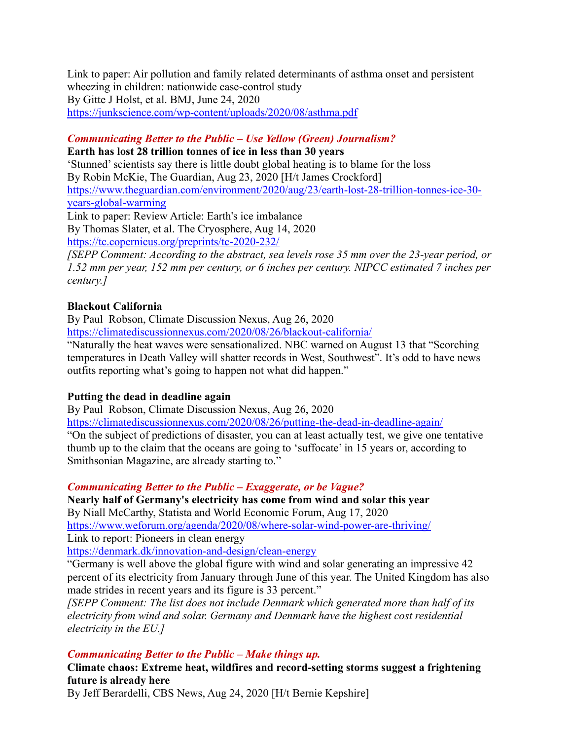Link to paper: Air pollution and family related determinants of asthma onset and persistent wheezing in children: nationwide case-control study
By Gitte J Holst, et al. BMJ, June 24, 2020
https://junkscience.com/wp-content/uploads/2020/08/asthma.pdf

***Communicating Better to the Public – Use Yellow (Green) Journalism?***

**Earth has lost 28 trillion tonnes of ice in less than 30 years**
'Stunned' scientists say there is little doubt global heating is to blame for the loss
By Robin McKie, The Guardian, Aug 23, 2020 [H/t James Crockford]
https://www.theguardian.com/environment/2020/aug/23/earth-lost-28-trillion-tonnes-ice-30-years-global-warming
Link to paper: Review Article: Earth's ice imbalance
By Thomas Slater, et al. The Cryosphere, Aug 14, 2020
https://tc.copernicus.org/preprints/tc-2020-232/
*[SEPP Comment: According to the abstract, sea levels rose 35 mm over the 23-year period, or 1.52 mm per year, 152 mm per century, or 6 inches per century. NIPCC estimated 7 inches per century.]*

**Blackout California**
By Paul Robson, Climate Discussion Nexus, Aug 26, 2020
https://climatediscussionnexus.com/2020/08/26/blackout-california/
"Naturally the heat waves were sensationalized. NBC warned on August 13 that "Scorching temperatures in Death Valley will shatter records in West, Southwest". It's odd to have news outfits reporting what's going to happen not what did happen."

**Putting the dead in deadline again**
By Paul Robson, Climate Discussion Nexus, Aug 26, 2020
https://climatediscussionnexus.com/2020/08/26/putting-the-dead-in-deadline-again/
"On the subject of predictions of disaster, you can at least actually test, we give one tentative thumb up to the claim that the oceans are going to 'suffocate' in 15 years or, according to Smithsonian Magazine, are already starting to."

***Communicating Better to the Public – Exaggerate, or be Vague?***

**Nearly half of Germany's electricity has come from wind and solar this year**
By Niall McCarthy, Statista and World Economic Forum, Aug 17, 2020
https://www.weforum.org/agenda/2020/08/where-solar-wind-power-are-thriving/
Link to report: Pioneers in clean energy
https://denmark.dk/innovation-and-design/clean-energy
"Germany is well above the global figure with wind and solar generating an impressive 42 percent of its electricity from January through June of this year. The United Kingdom has also made strides in recent years and its figure is 33 percent."
*[SEPP Comment: The list does not include Denmark which generated more than half of its electricity from wind and solar. Germany and Denmark have the highest cost residential electricity in the EU.]*

***Communicating Better to the Public – Make things up.***

**Climate chaos: Extreme heat, wildfires and record-setting storms suggest a frightening future is already here**
By Jeff Berardelli, CBS News, Aug 24, 2020 [H/t Bernie Kepshire]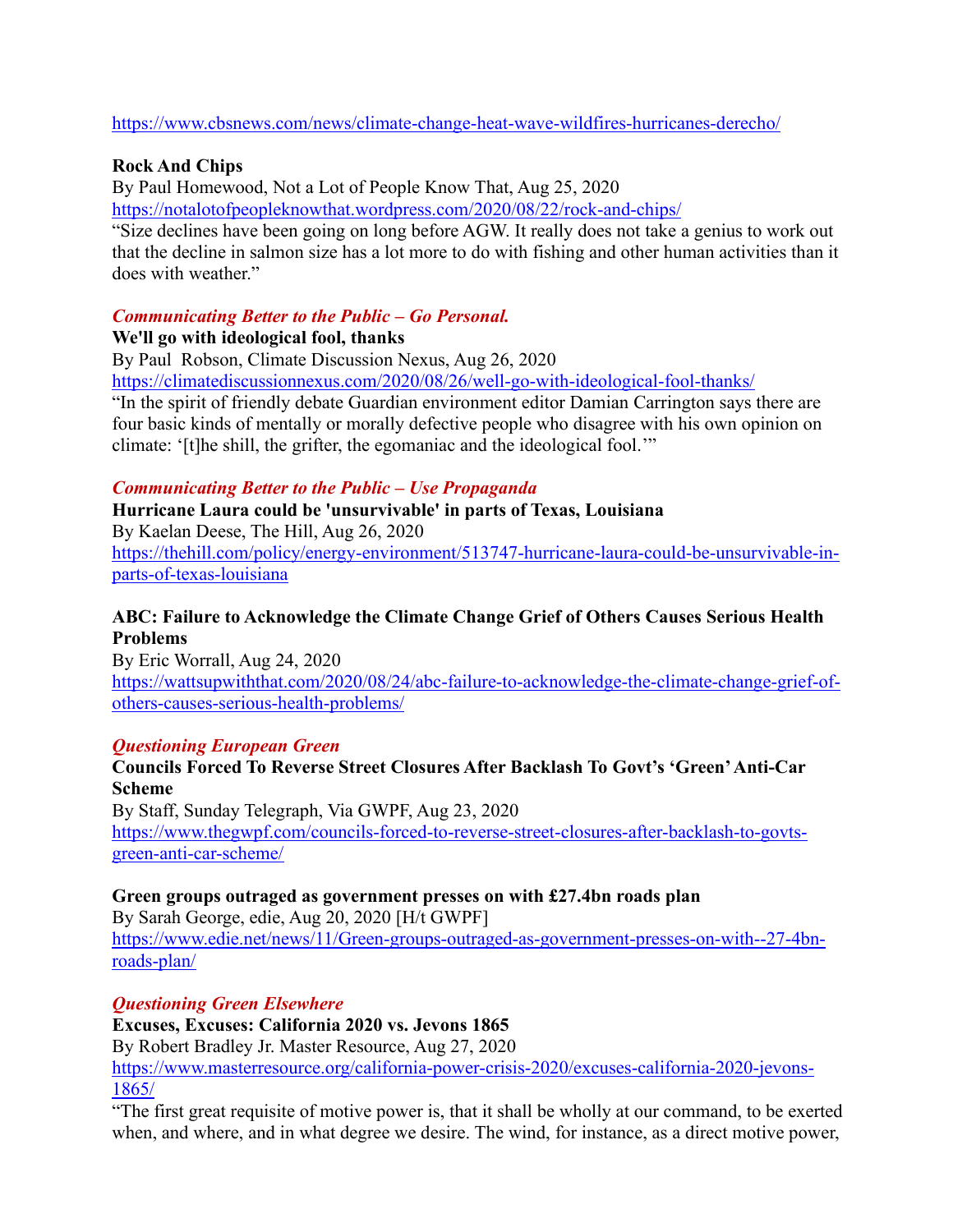https://www.cbsnews.com/news/climate-change-heat-wave-wildfires-hurricanes-derecho/

**Rock And Chips**
By Paul Homewood, Not a Lot of People Know That, Aug 25, 2020
https://notalotofpeopleknowthat.wordpress.com/2020/08/22/rock-and-chips/
"Size declines have been going on long before AGW. It really does not take a genius to work out that the decline in salmon size has a lot more to do with fishing and other human activities than it does with weather."

*Communicating Better to the Public – Go Personal.*

**We'll go with ideological fool, thanks**
By Paul Robson, Climate Discussion Nexus, Aug 26, 2020
https://climatediscussionnexus.com/2020/08/26/well-go-with-ideological-fool-thanks/
"In the spirit of friendly debate Guardian environment editor Damian Carrington says there are four basic kinds of mentally or morally defective people who disagree with his own opinion on climate: '[t]he shill, the grifter, the egomaniac and the ideological fool.'"

*Communicating Better to the Public – Use Propaganda*

**Hurricane Laura could be 'unsurvivable' in parts of Texas, Louisiana**
By Kaelan Deese, The Hill, Aug 26, 2020
https://thehill.com/policy/energy-environment/513747-hurricane-laura-could-be-unsurvivable-in-parts-of-texas-louisiana

**ABC: Failure to Acknowledge the Climate Change Grief of Others Causes Serious Health Problems**
By Eric Worrall, Aug 24, 2020
https://wattsupwiththat.com/2020/08/24/abc-failure-to-acknowledge-the-climate-change-grief-of-others-causes-serious-health-problems/

*Questioning European Green*

**Councils Forced To Reverse Street Closures After Backlash To Govt's 'Green' Anti-Car Scheme**
By Staff, Sunday Telegraph, Via GWPF, Aug 23, 2020
https://www.thegwpf.com/councils-forced-to-reverse-street-closures-after-backlash-to-govts-green-anti-car-scheme/

**Green groups outraged as government presses on with £27.4bn roads plan**
By Sarah George, edie, Aug 20, 2020 [H/t GWPF]
https://www.edie.net/news/11/Green-groups-outraged-as-government-presses-on-with--27-4bn-roads-plan/

*Questioning Green Elsewhere*

**Excuses, Excuses: California 2020 vs. Jevons 1865**
By Robert Bradley Jr. Master Resource, Aug 27, 2020
https://www.masterresource.org/california-power-crisis-2020/excuses-california-2020-jevons-1865/
"The first great requisite of motive power is, that it shall be wholly at our command, to be exerted when, and where, and in what degree we desire. The wind, for instance, as a direct motive power,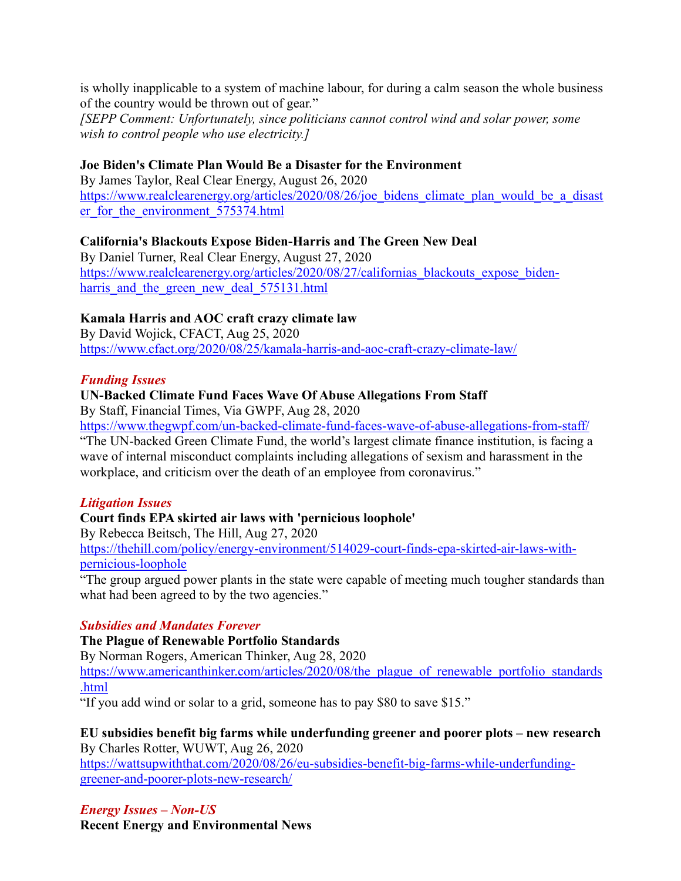is wholly inapplicable to a system of machine labour, for during a calm season the whole business of the country would be thrown out of gear."

*[SEPP Comment: Unfortunately, since politicians cannot control wind and solar power, some wish to control people who use electricity.]*

**Joe Biden's Climate Plan Would Be a Disaster for the Environment**
By James Taylor, Real Clear Energy, August 26, 2020
https://www.realclearenergy.org/articles/2020/08/26/joe_bidens_climate_plan_would_be_a_disaster_for_the_environment_575374.html

**California's Blackouts Expose Biden-Harris and The Green New Deal**
By Daniel Turner, Real Clear Energy, August 27, 2020
https://www.realclearenergy.org/articles/2020/08/27/californias_blackouts_expose_biden-harris_and_the_green_new_deal_575131.html

**Kamala Harris and AOC craft crazy climate law**
By David Wojick, CFACT, Aug 25, 2020
https://www.cfact.org/2020/08/25/kamala-harris-and-aoc-craft-crazy-climate-law/

*Funding Issues*

**UN-Backed Climate Fund Faces Wave Of Abuse Allegations From Staff**
By Staff, Financial Times, Via GWPF, Aug 28, 2020
https://www.thegwpf.com/un-backed-climate-fund-faces-wave-of-abuse-allegations-from-staff/
"The UN-backed Green Climate Fund, the world's largest climate finance institution, is facing a wave of internal misconduct complaints including allegations of sexism and harassment in the workplace, and criticism over the death of an employee from coronavirus."

*Litigation Issues*

**Court finds EPA skirted air laws with 'pernicious loophole'**
By Rebecca Beitsch, The Hill, Aug 27, 2020
https://thehill.com/policy/energy-environment/514029-court-finds-epa-skirted-air-laws-with-pernicious-loophole
"The group argued power plants in the state were capable of meeting much tougher standards than what had been agreed to by the two agencies."

*Subsidies and Mandates Forever*

**The Plague of Renewable Portfolio Standards**
By Norman Rogers, American Thinker, Aug 28, 2020
https://www.americanthinker.com/articles/2020/08/the_plague_of_renewable_portfolio_standards.html
"If you add wind or solar to a grid, someone has to pay $80 to save $15."

**EU subsidies benefit big farms while underfunding greener and poorer plots – new research**
By Charles Rotter, WUWT, Aug 26, 2020
https://wattsupwiththat.com/2020/08/26/eu-subsidies-benefit-big-farms-while-underfunding-greener-and-poorer-plots-new-research/

*Energy Issues – Non-US*

**Recent Energy and Environmental News**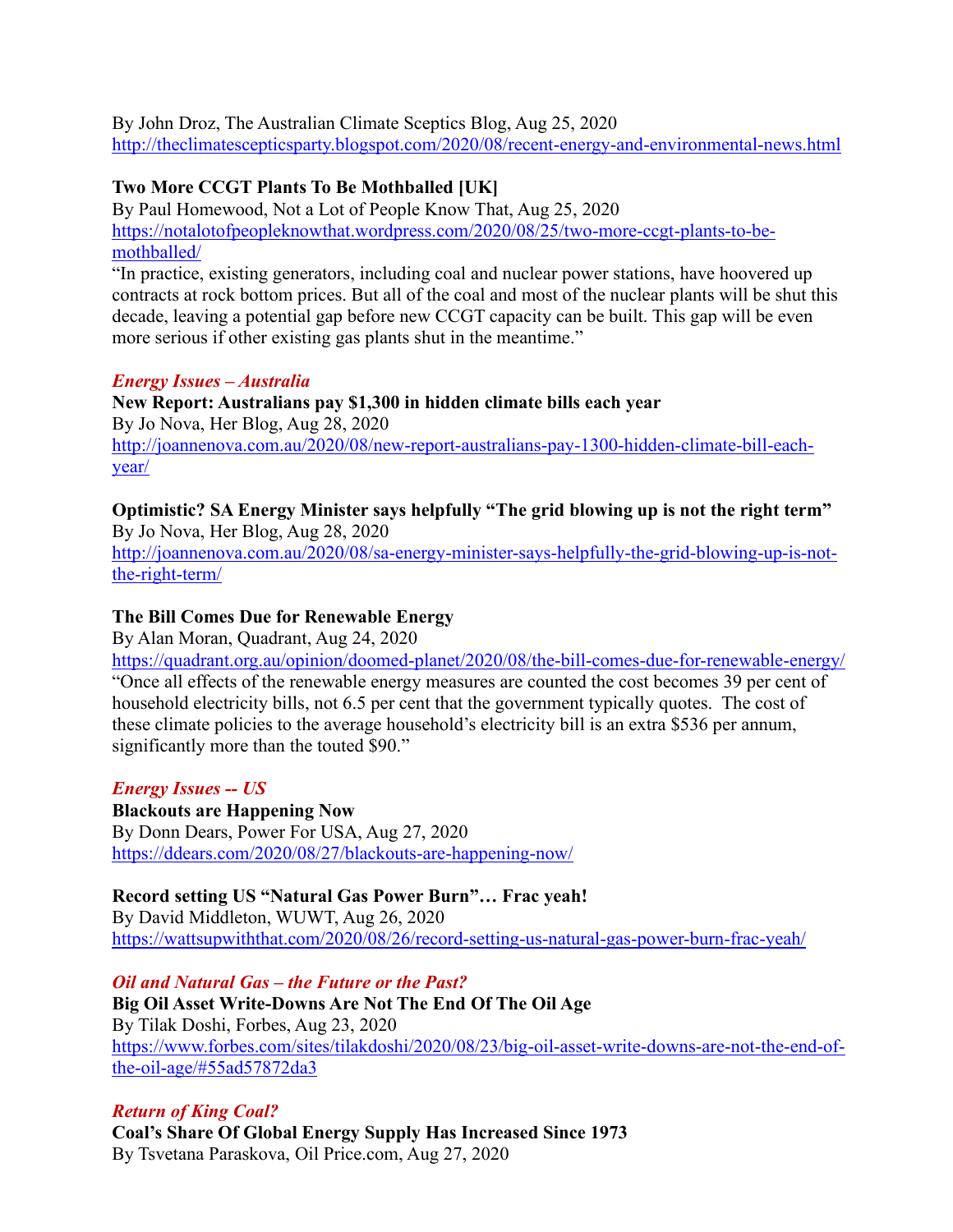By John Droz, The Australian Climate Sceptics Blog, Aug 25, 2020
http://theclimatescepticsparty.blogspot.com/2020/08/recent-energy-and-environmental-news.html

**Two More CCGT Plants To Be Mothballed [UK]**
By Paul Homewood, Not a Lot of People Know That, Aug 25, 2020
https://notalotofpeopleknowthat.wordpress.com/2020/08/25/two-more-ccgt-plants-to-be-mothballed/
"In practice, existing generators, including coal and nuclear power stations, have hoovered up contracts at rock bottom prices. But all of the coal and most of the nuclear plants will be shut this decade, leaving a potential gap before new CCGT capacity can be built. This gap will be even more serious if other existing gas plants shut in the meantime."

***Energy Issues – Australia***

**New Report: Australians pay $1,300 in hidden climate bills each year**
By Jo Nova, Her Blog, Aug 28, 2020
http://joannenova.com.au/2020/08/new-report-australians-pay-1300-hidden-climate-bill-each-year/

**Optimistic? SA Energy Minister says helpfully "The grid blowing up is not the right term"**
By Jo Nova, Her Blog, Aug 28, 2020
http://joannenova.com.au/2020/08/sa-energy-minister-says-helpfully-the-grid-blowing-up-is-not-the-right-term/

**The Bill Comes Due for Renewable Energy**
By Alan Moran, Quadrant, Aug 24, 2020
https://quadrant.org.au/opinion/doomed-planet/2020/08/the-bill-comes-due-for-renewable-energy/
"Once all effects of the renewable energy measures are counted the cost becomes 39 per cent of household electricity bills, not 6.5 per cent that the government typically quotes. The cost of these climate policies to the average household's electricity bill is an extra $536 per annum, significantly more than the touted $90."

***Energy Issues -- US***

**Blackouts are Happening Now**
By Donn Dears, Power For USA, Aug 27, 2020
https://ddears.com/2020/08/27/blackouts-are-happening-now/

**Record setting US "Natural Gas Power Burn"… Frac yeah!**
By David Middleton, WUWT, Aug 26, 2020
https://wattsupwiththat.com/2020/08/26/record-setting-us-natural-gas-power-burn-frac-yeah/

***Oil and Natural Gas – the Future or the Past?***

**Big Oil Asset Write-Downs Are Not The End Of The Oil Age**
By Tilak Doshi, Forbes, Aug 23, 2020
https://www.forbes.com/sites/tilakdoshi/2020/08/23/big-oil-asset-write-downs-are-not-the-end-of-the-oil-age/#55ad57872da3

***Return of King Coal?***

**Coal's Share Of Global Energy Supply Has Increased Since 1973**
By Tsvetana Paraskova, Oil Price.com, Aug 27, 2020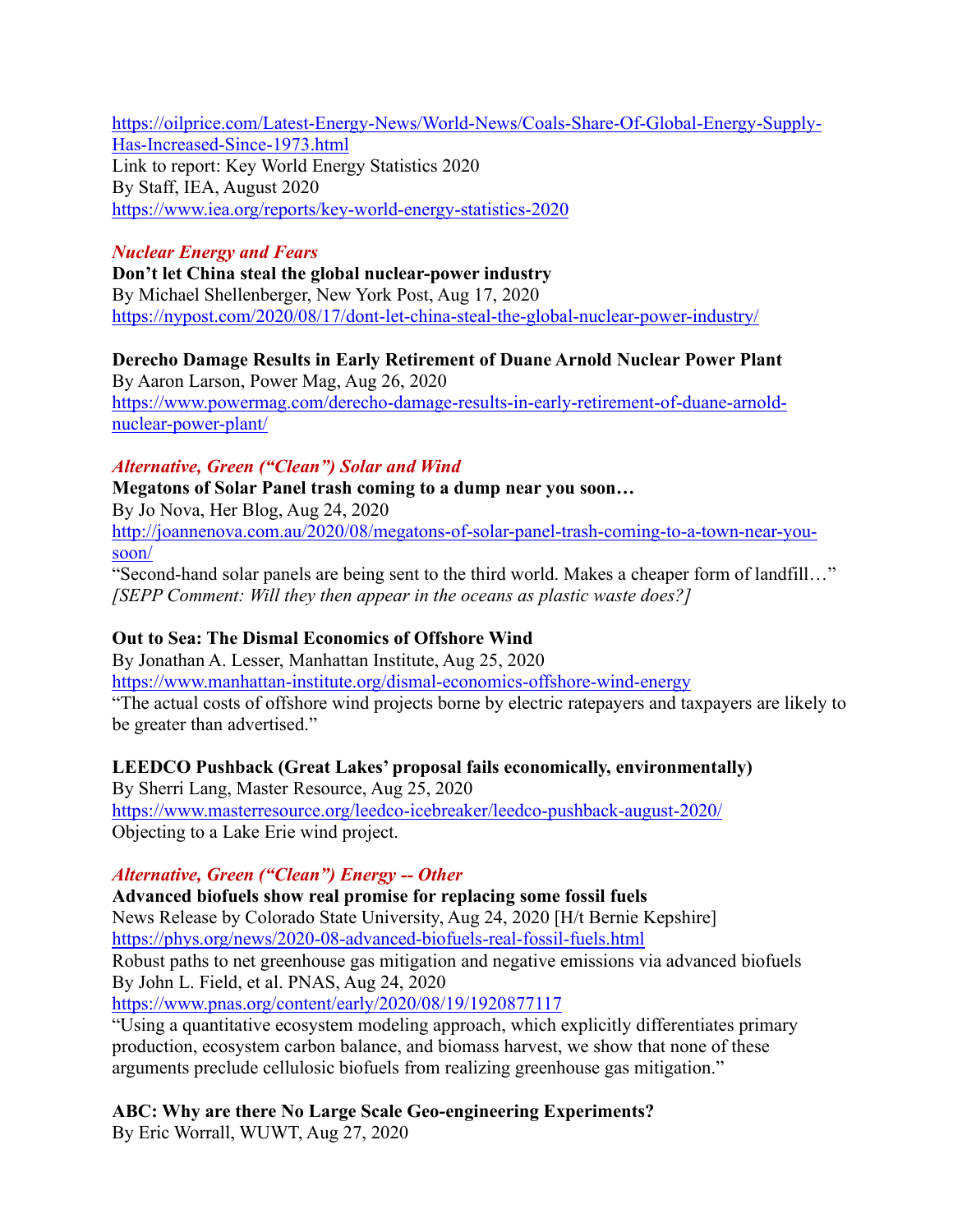https://oilprice.com/Latest-Energy-News/World-News/Coals-Share-Of-Global-Energy-Supply-Has-Increased-Since-1973.html
Link to report: Key World Energy Statistics 2020
By Staff, IEA, August 2020
https://www.iea.org/reports/key-world-energy-statistics-2020

### *Nuclear Energy and Fears*

**Don't let China steal the global nuclear-power industry**
By Michael Shellenberger, New York Post, Aug 17, 2020
https://nypost.com/2020/08/17/dont-let-china-steal-the-global-nuclear-power-industry/

**Derecho Damage Results in Early Retirement of Duane Arnold Nuclear Power Plant**
By Aaron Larson, Power Mag, Aug 26, 2020
https://www.powermag.com/derecho-damage-results-in-early-retirement-of-duane-arnold-nuclear-power-plant/

### *Alternative, Green ("Clean") Solar and Wind*

**Megatons of Solar Panel trash coming to a dump near you soon…**
By Jo Nova, Her Blog, Aug 24, 2020
http://joannenova.com.au/2020/08/megatons-of-solar-panel-trash-coming-to-a-town-near-you-soon/
"Second-hand solar panels are being sent to the third world. Makes a cheaper form of landfill…"
*[SEPP Comment: Will they then appear in the oceans as plastic waste does?]*

**Out to Sea: The Dismal Economics of Offshore Wind**
By Jonathan A. Lesser, Manhattan Institute, Aug 25, 2020
https://www.manhattan-institute.org/dismal-economics-offshore-wind-energy
"The actual costs of offshore wind projects borne by electric ratepayers and taxpayers are likely to be greater than advertised."

**LEEDCO Pushback (Great Lakes' proposal fails economically, environmentally)**
By Sherri Lang, Master Resource, Aug 25, 2020
https://www.masterresource.org/leedco-icebreaker/leedco-pushback-august-2020/
Objecting to a Lake Erie wind project.

### *Alternative, Green ("Clean") Energy -- Other*

**Advanced biofuels show real promise for replacing some fossil fuels**
News Release by Colorado State University, Aug 24, 2020 [H/t Bernie Kepshire]
https://phys.org/news/2020-08-advanced-biofuels-real-fossil-fuels.html
Robust paths to net greenhouse gas mitigation and negative emissions via advanced biofuels
By John L. Field, et al. PNAS, Aug 24, 2020
https://www.pnas.org/content/early/2020/08/19/1920877117
"Using a quantitative ecosystem modeling approach, which explicitly differentiates primary production, ecosystem carbon balance, and biomass harvest, we show that none of these arguments preclude cellulosic biofuels from realizing greenhouse gas mitigation."

**ABC: Why are there No Large Scale Geo-engineering Experiments?**
By Eric Worrall, WUWT, Aug 27, 2020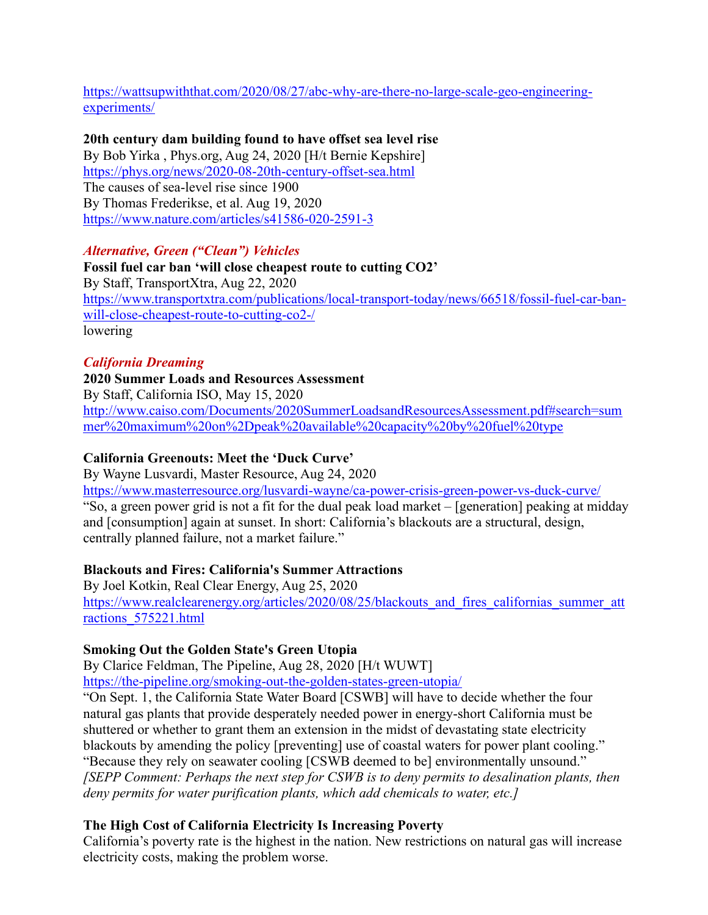https://wattsupwiththat.com/2020/08/27/abc-why-are-there-no-large-scale-geo-engineering-experiments/

**20th century dam building found to have offset sea level rise**
By Bob Yirka , Phys.org, Aug 24, 2020 [H/t Bernie Kepshire]
https://phys.org/news/2020-08-20th-century-offset-sea.html
The causes of sea-level rise since 1900
By Thomas Frederikse, et al. Aug 19, 2020
https://www.nature.com/articles/s41586-020-2591-3

### *Alternative, Green ("Clean") Vehicles*

**Fossil fuel car ban 'will close cheapest route to cutting CO2'**
By Staff, TransportXtra, Aug 22, 2020
https://www.transportxtra.com/publications/local-transport-today/news/66518/fossil-fuel-car-ban-will-close-cheapest-route-to-cutting-co2-/
lowering

### *California Dreaming*

**2020 Summer Loads and Resources Assessment**
By Staff, California ISO, May 15, 2020
http://www.caiso.com/Documents/2020SummerLoadsandResourcesAssessment.pdf#search=summer%20maximum%20on%2Dpeak%20available%20capacity%20by%20fuel%20type

**California Greenouts: Meet the 'Duck Curve'**
By Wayne Lusvardi, Master Resource, Aug 24, 2020
https://www.masterresource.org/lusvardi-wayne/ca-power-crisis-green-power-vs-duck-curve/
"So, a green power grid is not a fit for the dual peak load market – [generation] peaking at midday and [consumption] again at sunset. In short: California's blackouts are a structural, design, centrally planned failure, not a market failure."

**Blackouts and Fires: California's Summer Attractions**
By Joel Kotkin, Real Clear Energy, Aug 25, 2020
https://www.realclearenergy.org/articles/2020/08/25/blackouts_and_fires_californias_summer_attractions_575221.html

**Smoking Out the Golden State's Green Utopia**
By Clarice Feldman, The Pipeline, Aug 28, 2020 [H/t WUWT]
https://the-pipeline.org/smoking-out-the-golden-states-green-utopia/
"On Sept. 1, the California State Water Board [CSWB] will have to decide whether the four natural gas plants that provide desperately needed power in energy-short California must be shuttered or whether to grant them an extension in the midst of devastating state electricity blackouts by amending the policy [preventing] use of coastal waters for power plant cooling."
"Because they rely on seawater cooling [CSWB deemed to be] environmentally unsound."
*[SEPP Comment: Perhaps the next step for CSWB is to deny permits to desalination plants, then deny permits for water purification plants, which add chemicals to water, etc.]*

**The High Cost of California Electricity Is Increasing Poverty**
California's poverty rate is the highest in the nation. New restrictions on natural gas will increase electricity costs, making the problem worse.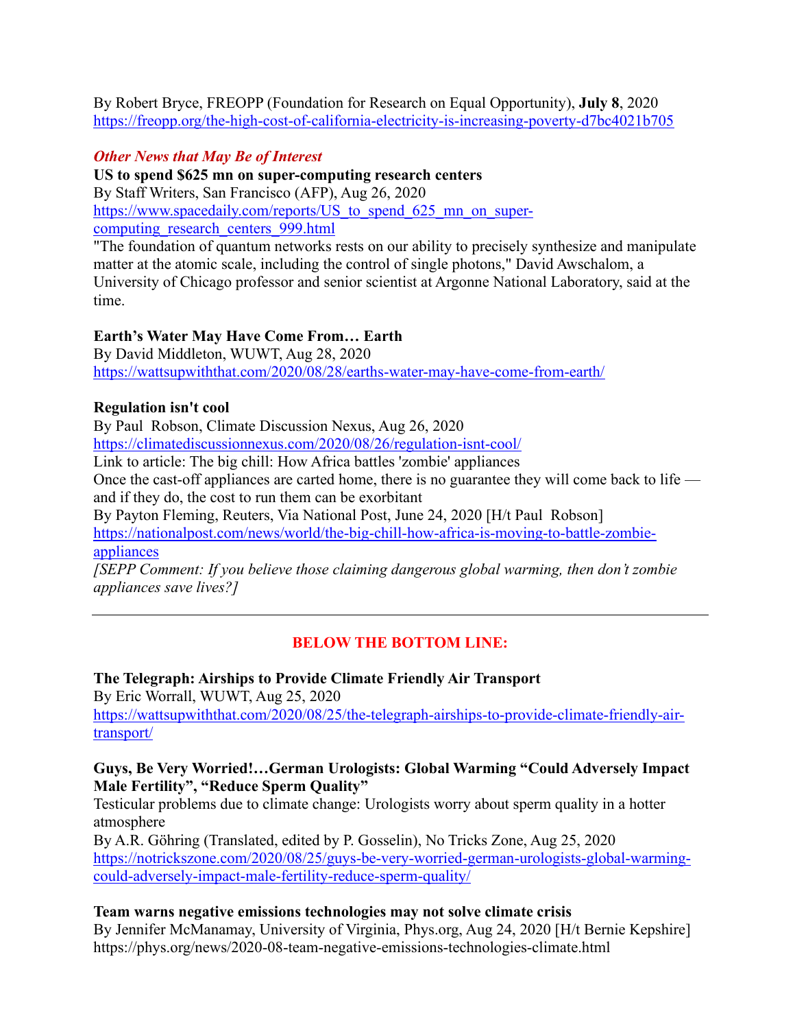By Robert Bryce, FREOPP (Foundation for Research on Equal Opportunity), **July 8**, 2020
https://freopp.org/the-high-cost-of-california-electricity-is-increasing-poverty-d7bc4021b705

***Other News that May Be of Interest***

**US to spend $625 mn on super-computing research centers**
By Staff Writers, San Francisco (AFP), Aug 26, 2020
https://www.spacedaily.com/reports/US_to_spend_625_mn_on_super-computing_research_centers_999.html
"The foundation of quantum networks rests on our ability to precisely synthesize and manipulate matter at the atomic scale, including the control of single photons," David Awschalom, a University of Chicago professor and senior scientist at Argonne National Laboratory, said at the time.

**Earth's Water May Have Come From… Earth**
By David Middleton, WUWT, Aug 28, 2020
https://wattsupwiththat.com/2020/08/28/earths-water-may-have-come-from-earth/

**Regulation isn't cool**
By Paul Robson, Climate Discussion Nexus, Aug 26, 2020
https://climatediscussionnexus.com/2020/08/26/regulation-isnt-cool/
Link to article: The big chill: How Africa battles 'zombie' appliances
Once the cast-off appliances are carted home, there is no guarantee they will come back to life — and if they do, the cost to run them can be exorbitant
By Payton Fleming, Reuters, Via National Post, June 24, 2020 [H/t Paul Robson]
https://nationalpost.com/news/world/the-big-chill-how-africa-is-moving-to-battle-zombie-appliances
*[SEPP Comment: If you believe those claiming dangerous global warming, then don't zombie appliances save lives?]*

---

## BELOW THE BOTTOM LINE:

**The Telegraph: Airships to Provide Climate Friendly Air Transport**
By Eric Worrall, WUWT, Aug 25, 2020
https://wattsupwiththat.com/2020/08/25/the-telegraph-airships-to-provide-climate-friendly-air-transport/

**Guys, Be Very Worried!…German Urologists: Global Warming "Could Adversely Impact Male Fertility", "Reduce Sperm Quality"**
Testicular problems due to climate change: Urologists worry about sperm quality in a hotter atmosphere
By A.R. Göhring (Translated, edited by P. Gosselin), No Tricks Zone, Aug 25, 2020
https://notrickszone.com/2020/08/25/guys-be-very-worried-german-urologists-global-warming-could-adversely-impact-male-fertility-reduce-sperm-quality/

**Team warns negative emissions technologies may not solve climate crisis**
By Jennifer McManamay, University of Virginia, Phys.org, Aug 24, 2020 [H/t Bernie Kepshire]
https://phys.org/news/2020-08-team-negative-emissions-technologies-climate.html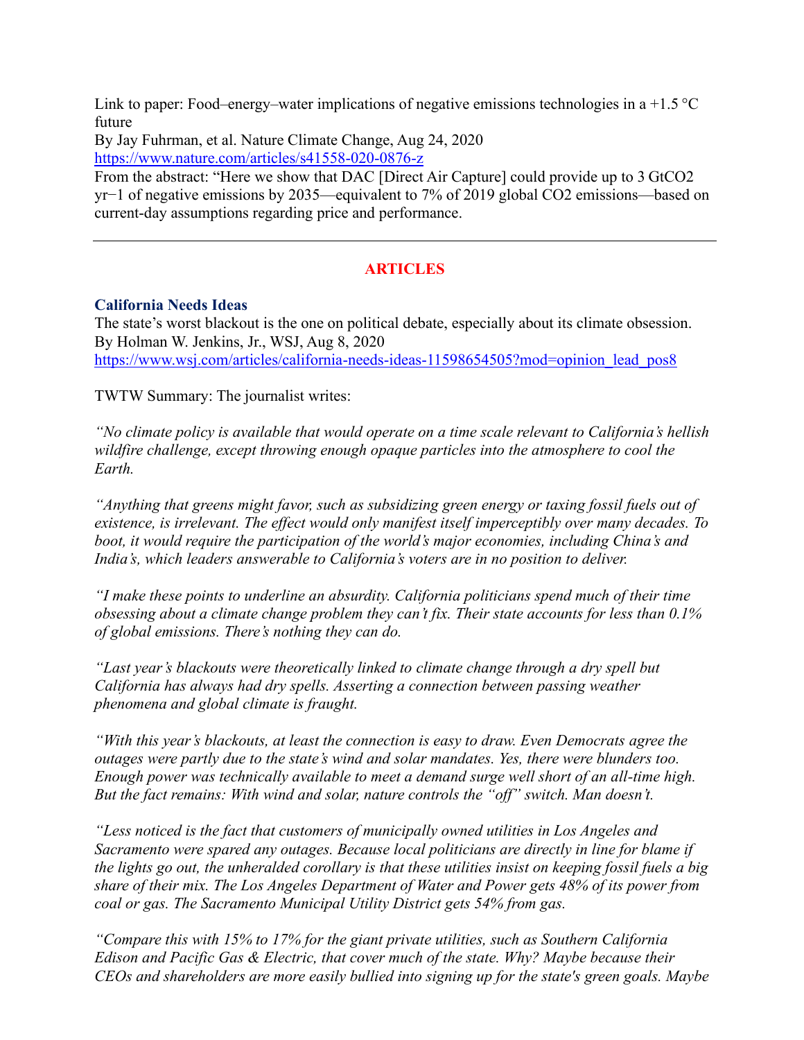Link to paper: Food–energy–water implications of negative emissions technologies in a +1.5 °C future
By Jay Fuhrman, et al. Nature Climate Change, Aug 24, 2020
https://www.nature.com/articles/s41558-020-0876-z
From the abstract: "Here we show that DAC [Direct Air Capture] could provide up to 3 $GtCO_2$ $yr^{-1}$ of negative emissions by 2035—equivalent to 7% of 2019 global $CO_2$ emissions—based on current-day assumptions regarding price and performance.

---

## ARTICLES

### California Needs Ideas

The state's worst blackout is the one on political debate, especially about its climate obsession.
By Holman W. Jenkins, Jr., WSJ, Aug 8, 2020
https://www.wsj.com/articles/california-needs-ideas-11598654505?mod=opinion_lead_pos8

TWTW Summary: The journalist writes:

*"No climate policy is available that would operate on a time scale relevant to California's hellish wildfire challenge, except throwing enough opaque particles into the atmosphere to cool the Earth.*

*"Anything that greens might favor, such as subsidizing green energy or taxing fossil fuels out of existence, is irrelevant. The effect would only manifest itself imperceptibly over many decades. To boot, it would require the participation of the world's major economies, including China's and India's, which leaders answerable to California's voters are in no position to deliver.*

*"I make these points to underline an absurdity. California politicians spend much of their time obsessing about a climate change problem they can't fix. Their state accounts for less than 0.1% of global emissions. There's nothing they can do.*

*"Last year's blackouts were theoretically linked to climate change through a dry spell but California has always had dry spells. Asserting a connection between passing weather phenomena and global climate is fraught.*

*"With this year's blackouts, at least the connection is easy to draw. Even Democrats agree the outages were partly due to the state's wind and solar mandates. Yes, there were blunders too. Enough power was technically available to meet a demand surge well short of an all-time high. But the fact remains: With wind and solar, nature controls the "off" switch. Man doesn't.*

*"Less noticed is the fact that customers of municipally owned utilities in Los Angeles and Sacramento were spared any outages. Because local politicians are directly in line for blame if the lights go out, the unheralded corollary is that these utilities insist on keeping fossil fuels a big share of their mix. The Los Angeles Department of Water and Power gets 48% of its power from coal or gas. The Sacramento Municipal Utility District gets 54% from gas.*

*"Compare this with 15% to 17% for the giant private utilities, such as Southern California Edison and Pacific Gas & Electric, that cover much of the state. Why? Maybe because their CEOs and shareholders are more easily bullied into signing up for the state's green goals. Maybe*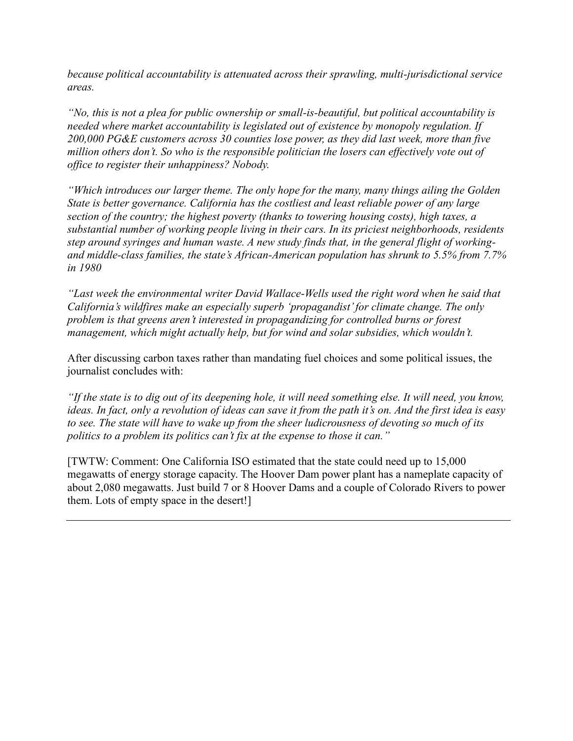*because political accountability is attenuated across their sprawling, multi-jurisdictional service areas.*

*"No, this is not a plea for public ownership or small-is-beautiful, but political accountability is needed where market accountability is legislated out of existence by monopoly regulation. If 200,000 PG&E customers across 30 counties lose power, as they did last week, more than five million others don't. So who is the responsible politician the losers can effectively vote out of office to register their unhappiness? Nobody.*

*"Which introduces our larger theme. The only hope for the many, many things ailing the Golden State is better governance. California has the costliest and least reliable power of any large section of the country; the highest poverty (thanks to towering housing costs), high taxes, a substantial number of working people living in their cars. In its priciest neighborhoods, residents step around syringes and human waste. A new study finds that, in the general flight of working- and middle-class families, the state's African-American population has shrunk to 5.5% from 7.7% in 1980*

*"Last week the environmental writer David Wallace-Wells used the right word when he said that California's wildfires make an especially superb 'propagandist' for climate change. The only problem is that greens aren't interested in propagandizing for controlled burns or forest management, which might actually help, but for wind and solar subsidies, which wouldn't.*

After discussing carbon taxes rather than mandating fuel choices and some political issues, the journalist concludes with:

*"If the state is to dig out of its deepening hole, it will need something else. It will need, you know, ideas. In fact, only a revolution of ideas can save it from the path it's on. And the first idea is easy to see. The state will have to wake up from the sheer ludicrousness of devoting so much of its politics to a problem its politics can't fix at the expense to those it can."*

[TWTW: Comment: One California ISO estimated that the state could need up to 15,000 megawatts of energy storage capacity. The Hoover Dam power plant has a nameplate capacity of about 2,080 megawatts. Just build 7 or 8 Hoover Dams and a couple of Colorado Rivers to power them. Lots of empty space in the desert!]

---